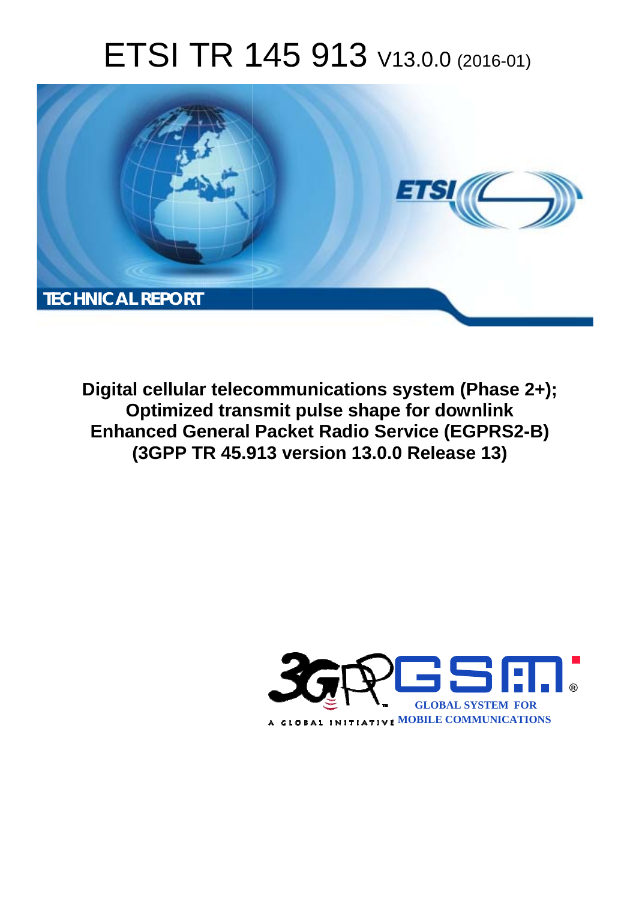# ETSI TR 145 913 V13.0.0 (2016-01)

TECHNICAL REPORT

**Digital cellular telecommunications system (Phase 2+); Optimized transmit pulse shape for downlink Enhanced General Packet Radio Service (EGPRS2-B) (3GPP TR 45.913 version 13.0.0 Release 13)**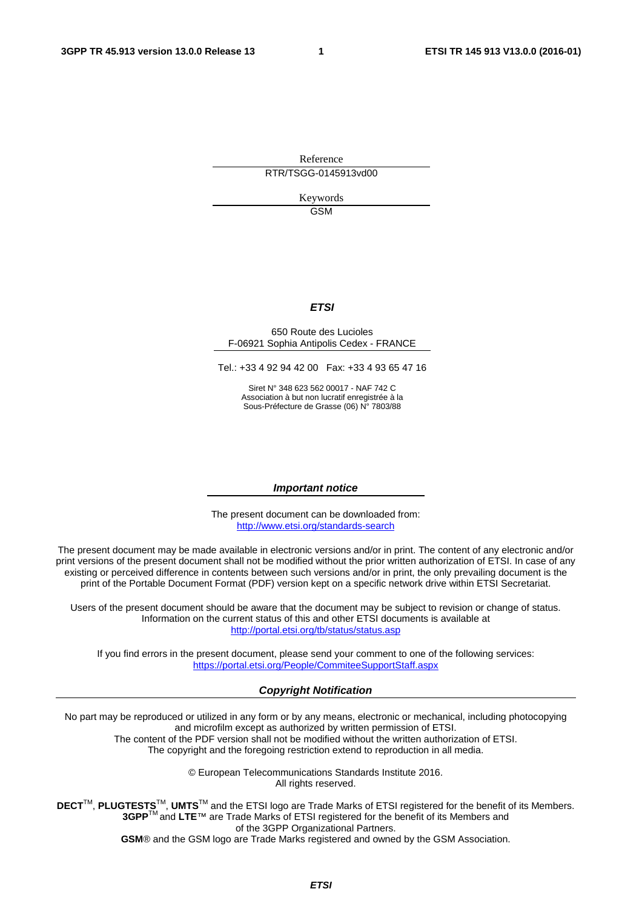Reference

RTR/TSGG-0145913vd00

Keywords

GSM

***ETSI***

650 Route des Lucioles
F-06921 Sophia Antipolis Cedex - FRANCE

Tel.: +33 4 92 94 42 00 Fax: +33 4 93 65 47 16

Siret N° 348 623 562 00017 - NAF 742 C
Association à but non lucratif enregistrée à la
Sous-Préfecture de Grasse (06) N° 7803/88

***Important notice***

The present document can be downloaded from:
http://www.etsi.org/standards-search

The present document may be made available in electronic versions and/or in print. The content of any electronic and/or print versions of the present document shall not be modified without the prior written authorization of ETSI. In case of any existing or perceived difference in contents between such versions and/or in print, the only prevailing document is the print of the Portable Document Format (PDF) version kept on a specific network drive within ETSI Secretariat.

Users of the present document should be aware that the document may be subject to revision or change of status. Information on the current status of this and other ETSI documents is available at
http://portal.etsi.org/tb/status/status.asp

If you find errors in the present document, please send your comment to one of the following services:
https://portal.etsi.org/People/CommiteeSupportStaff.aspx

***Copyright Notification***

No part may be reproduced or utilized in any form or by any means, electronic or mechanical, including photocopying and microfilm except as authorized by written permission of ETSI.
The content of the PDF version shall not be modified without the written authorization of ETSI.
The copyright and the foregoing restriction extend to reproduction in all media.

© European Telecommunications Standards Institute 2016.
All rights reserved.

**DECT**™, **PLUGTESTS**™, **UMTS**™ and the ETSI logo are Trade Marks of ETSI registered for the benefit of its Members.
**3GPP**™ and **LTE**™ are Trade Marks of ETSI registered for the benefit of its Members and of the 3GPP Organizational Partners.
**GSM**® and the GSM logo are Trade Marks registered and owned by the GSM Association.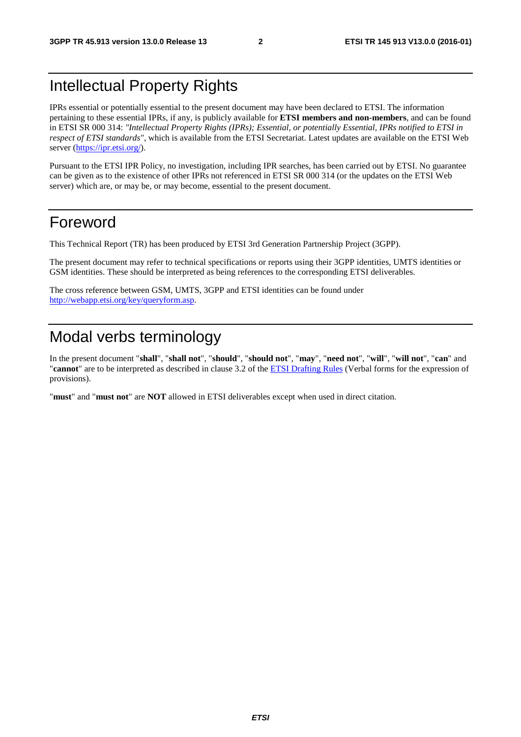# Intellectual Property Rights

IPRs essential or potentially essential to the present document may have been declared to ETSI. The information pertaining to these essential IPRs, if any, is publicly available for **ETSI members and non-members**, and can be found in ETSI SR 000 314: *"Intellectual Property Rights (IPRs); Essential, or potentially Essential, IPRs notified to ETSI in respect of ETSI standards"*, which is available from the ETSI Secretariat. Latest updates are available on the ETSI Web server (https://ipr.etsi.org/).

Pursuant to the ETSI IPR Policy, no investigation, including IPR searches, has been carried out by ETSI. No guarantee can be given as to the existence of other IPRs not referenced in ETSI SR 000 314 (or the updates on the ETSI Web server) which are, or may be, or may become, essential to the present document.

# Foreword

This Technical Report (TR) has been produced by ETSI 3rd Generation Partnership Project (3GPP).

The present document may refer to technical specifications or reports using their 3GPP identities, UMTS identities or GSM identities. These should be interpreted as being references to the corresponding ETSI deliverables.

The cross reference between GSM, UMTS, 3GPP and ETSI identities can be found under http://webapp.etsi.org/key/queryform.asp.

# Modal verbs terminology

In the present document "**shall**", "**shall not**", "**should**", "**should not**", "**may**", "**need not**", "**will**", "**will not**", "**can**" and "**cannot**" are to be interpreted as described in clause 3.2 of the ETSI Drafting Rules (Verbal forms for the expression of provisions).

"**must**" and "**must not**" are **NOT** allowed in ETSI deliverables except when used in direct citation.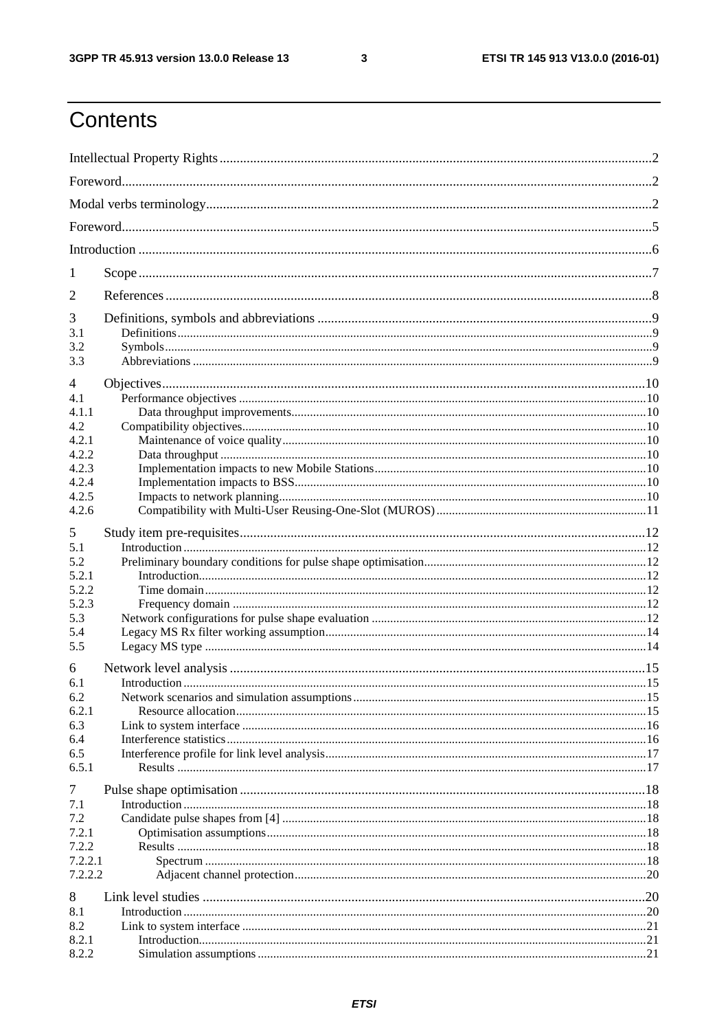# Contents

Intellectual Property Rights ........ 2
Foreword ........ 2
Modal verbs terminology ........ 2
Foreword ........ 5
Introduction ........ 6

1 Scope ........ 7

2 References ........ 8

3 Definitions, symbols and abbreviations ........ 9
3.1 Definitions ........ 9
3.2 Symbols ........ 9
3.3 Abbreviations ........ 9

4 Objectives ........ 10
4.1 Performance objectives ........ 10
4.1.1 Data throughput improvements ........ 10
4.2 Compatibility objectives ........ 10
4.2.1 Maintenance of voice quality ........ 10
4.2.2 Data throughput ........ 10
4.2.3 Implementation impacts to new Mobile Stations ........ 10
4.2.4 Implementation impacts to BSS ........ 10
4.2.5 Impacts to network planning ........ 10
4.2.6 Compatibility with Multi-User Reusing-One-Slot (MUROS) ........ 11

5 Study item pre-requisites ........ 12
5.1 Introduction ........ 12
5.2 Preliminary boundary conditions for pulse shape optimisation ........ 12
5.2.1 Introduction ........ 12
5.2.2 Time domain ........ 12
5.2.3 Frequency domain ........ 12
5.3 Network configurations for pulse shape evaluation ........ 12
5.4 Legacy MS Rx filter working assumption ........ 14
5.5 Legacy MS type ........ 14

6 Network level analysis ........ 15
6.1 Introduction ........ 15
6.2 Network scenarios and simulation assumptions ........ 15
6.2.1 Resource allocation ........ 15
6.3 Link to system interface ........ 16
6.4 Interference statistics ........ 16
6.5 Interference profile for link level analysis ........ 17
6.5.1 Results ........ 17

7 Pulse shape optimisation ........ 18
7.1 Introduction ........ 18
7.2 Candidate pulse shapes from [4] ........ 18
7.2.1 Optimisation assumptions ........ 18
7.2.2 Results ........ 18
7.2.2.1 Spectrum ........ 18
7.2.2.2 Adjacent channel protection ........ 20

8 Link level studies ........ 20
8.1 Introduction ........ 20
8.2 Link to system interface ........ 21
8.2.1 Introduction ........ 21
8.2.2 Simulation assumptions ........ 21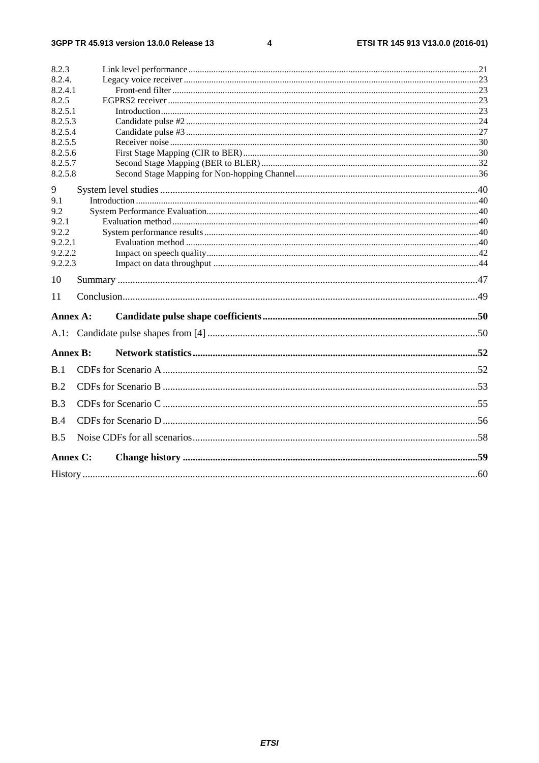8.2.3 Link level performance ... 21
8.2.4. Legacy voice receiver ... 23
8.2.4.1 Front-end filter ... 23
8.2.5 EGPRS2 receiver ... 23
8.2.5.1 Introduction ... 23
8.2.5.3 Candidate pulse #2 ... 24
8.2.5.4 Candidate pulse #3 ... 27
8.2.5.5 Receiver noise ... 30
8.2.5.6 First Stage Mapping (CIR to BER) ... 30
8.2.5.7 Second Stage Mapping (BER to BLER) ... 32
8.2.5.8 Second Stage Mapping for Non-hopping Channel ... 36

9 System level studies ... 40
9.1 Introduction ... 40
9.2 System Performance Evaluation ... 40
9.2.1 Evaluation method ... 40
9.2.2 System performance results ... 40
9.2.2.1 Evaluation method ... 40
9.2.2.2 Impact on speech quality ... 42
9.2.2.3 Impact on data throughput ... 44

10 Summary ... 47

11 Conclusion ... 49

**Annex A: Candidate pulse shape coefficients ... 50**

A.1: Candidate pulse shapes from [4] ... 50

**Annex B: Network statistics ... 52**

B.1 CDFs for Scenario A ... 52

B.2 CDFs for Scenario B ... 53

B.3 CDFs for Scenario C ... 55

B.4 CDFs for Scenario D ... 56

B.5 Noise CDFs for all scenarios ... 58

**Annex C: Change history ... 59**

History ... 60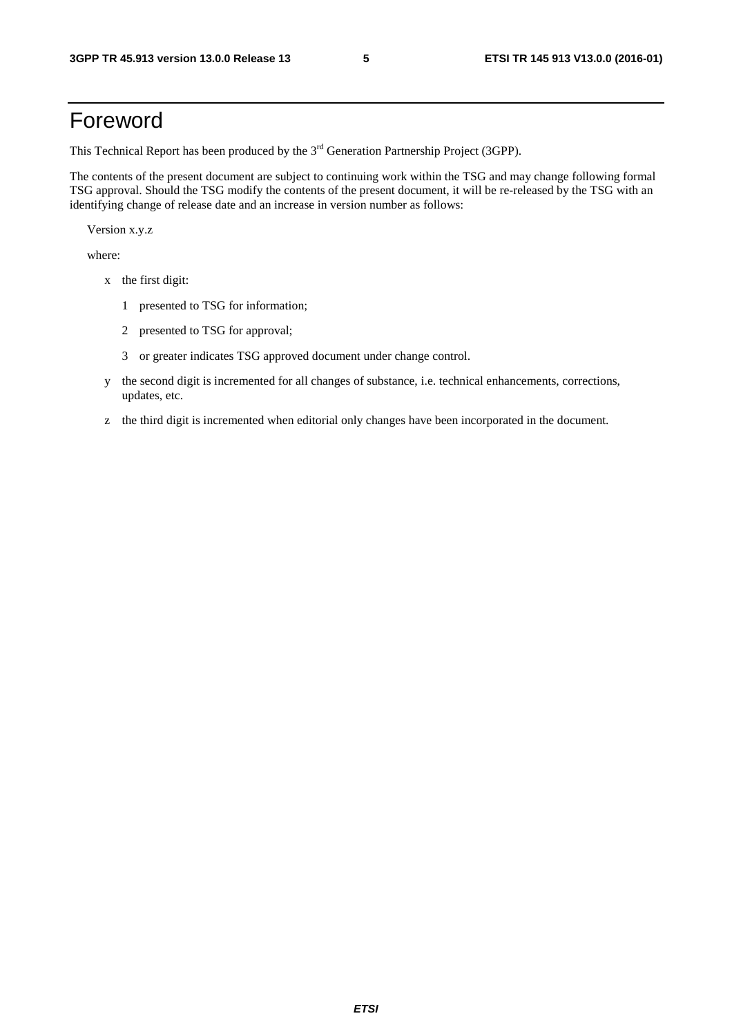# Foreword

This Technical Report has been produced by the 3rd Generation Partnership Project (3GPP).

The contents of the present document are subject to continuing work within the TSG and may change following formal TSG approval. Should the TSG modify the contents of the present document, it will be re-released by the TSG with an identifying change of release date and an increase in version number as follows:

Version x.y.z

where:

- x the first digit:
  - 1 presented to TSG for information;
  - 2 presented to TSG for approval;
  - 3 or greater indicates TSG approved document under change control.
- y the second digit is incremented for all changes of substance, i.e. technical enhancements, corrections, updates, etc.
- z the third digit is incremented when editorial only changes have been incorporated in the document.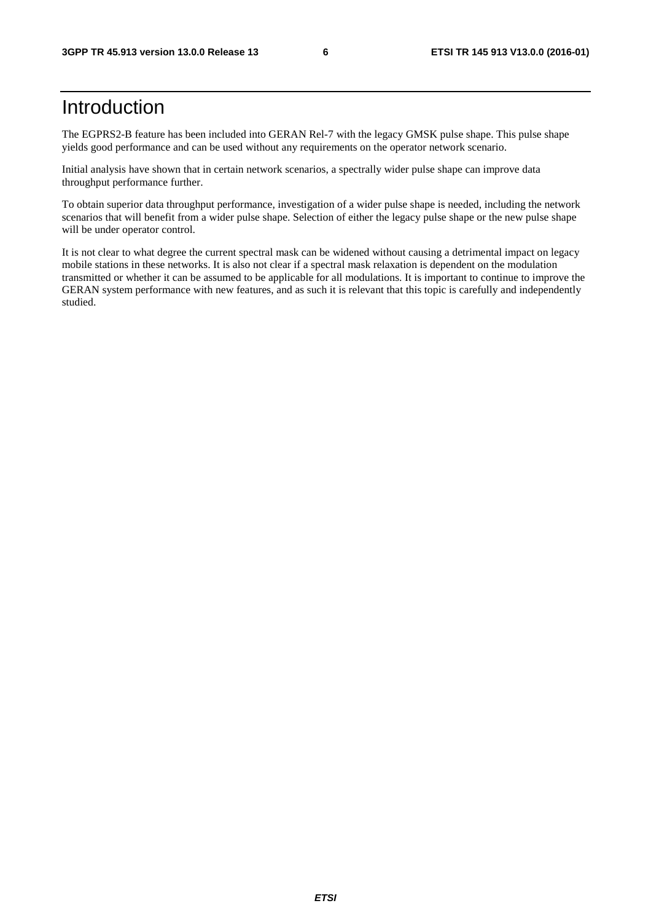# Introduction

The EGPRS2-B feature has been included into GERAN Rel-7 with the legacy GMSK pulse shape. This pulse shape yields good performance and can be used without any requirements on the operator network scenario.

Initial analysis have shown that in certain network scenarios, a spectrally wider pulse shape can improve data throughput performance further.

To obtain superior data throughput performance, investigation of a wider pulse shape is needed, including the network scenarios that will benefit from a wider pulse shape. Selection of either the legacy pulse shape or the new pulse shape will be under operator control.

It is not clear to what degree the current spectral mask can be widened without causing a detrimental impact on legacy mobile stations in these networks. It is also not clear if a spectral mask relaxation is dependent on the modulation transmitted or whether it can be assumed to be applicable for all modulations. It is important to continue to improve the GERAN system performance with new features, and as such it is relevant that this topic is carefully and independently studied.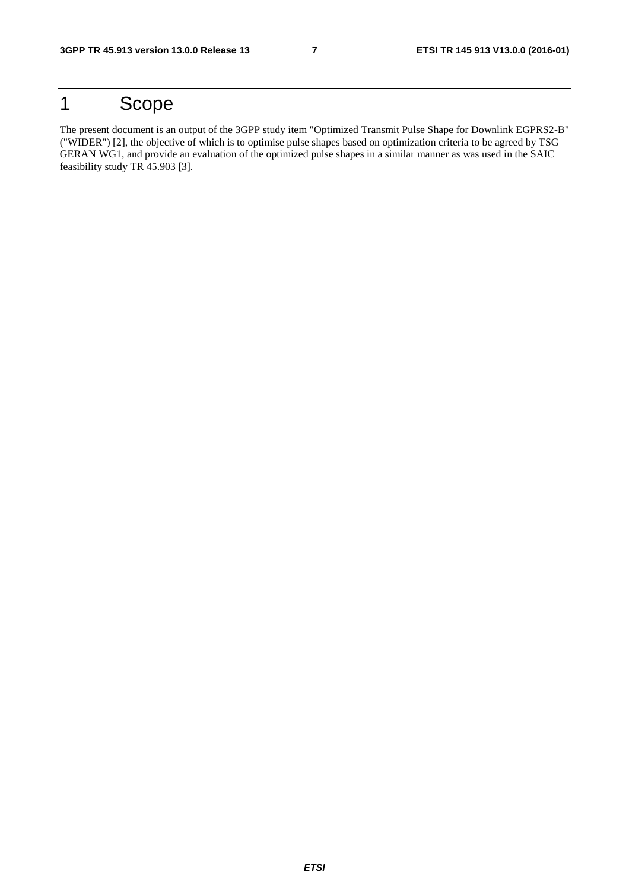# 1 Scope

The present document is an output of the 3GPP study item "Optimized Transmit Pulse Shape for Downlink EGPRS2-B" ("WIDER") [2], the objective of which is to optimise pulse shapes based on optimization criteria to be agreed by TSG GERAN WG1, and provide an evaluation of the optimized pulse shapes in a similar manner as was used in the SAIC feasibility study TR 45.903 [3].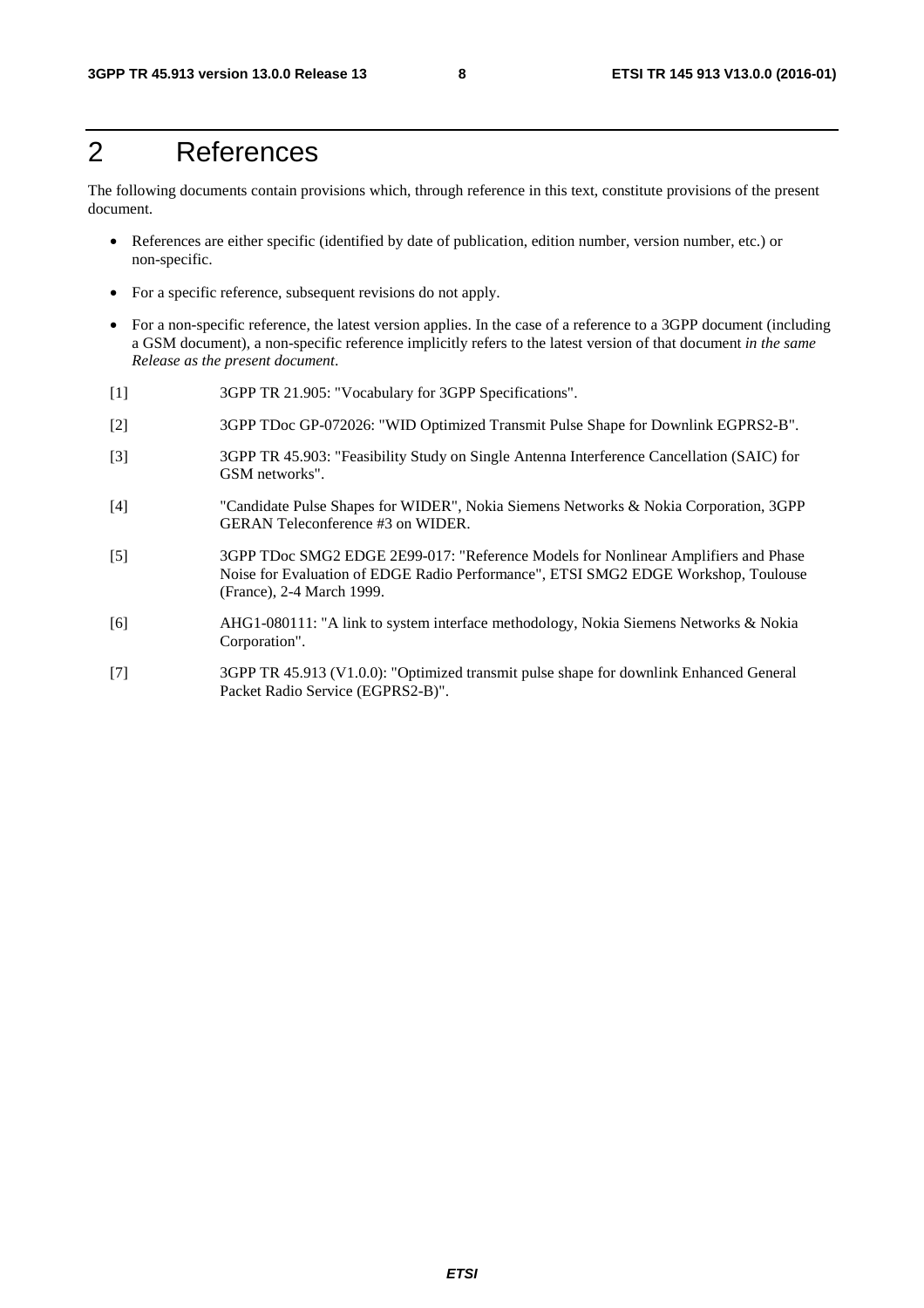# 2 References

The following documents contain provisions which, through reference in this text, constitute provisions of the present document.

- References are either specific (identified by date of publication, edition number, version number, etc.) or non-specific.
- For a specific reference, subsequent revisions do not apply.
- For a non-specific reference, the latest version applies. In the case of a reference to a 3GPP document (including a GSM document), a non-specific reference implicitly refers to the latest version of that document *in the same Release as the present document*.

[1] 3GPP TR 21.905: "Vocabulary for 3GPP Specifications".

[2] 3GPP TDoc GP-072026: "WID Optimized Transmit Pulse Shape for Downlink EGPRS2-B".

[3] 3GPP TR 45.903: "Feasibility Study on Single Antenna Interference Cancellation (SAIC) for GSM networks".

[4] "Candidate Pulse Shapes for WIDER", Nokia Siemens Networks & Nokia Corporation, 3GPP GERAN Teleconference #3 on WIDER.

[5] 3GPP TDoc SMG2 EDGE 2E99-017: "Reference Models for Nonlinear Amplifiers and Phase Noise for Evaluation of EDGE Radio Performance", ETSI SMG2 EDGE Workshop, Toulouse (France), 2-4 March 1999.

[6] AHG1-080111: "A link to system interface methodology, Nokia Siemens Networks & Nokia Corporation".

[7] 3GPP TR 45.913 (V1.0.0): "Optimized transmit pulse shape for downlink Enhanced General Packet Radio Service (EGPRS2-B)".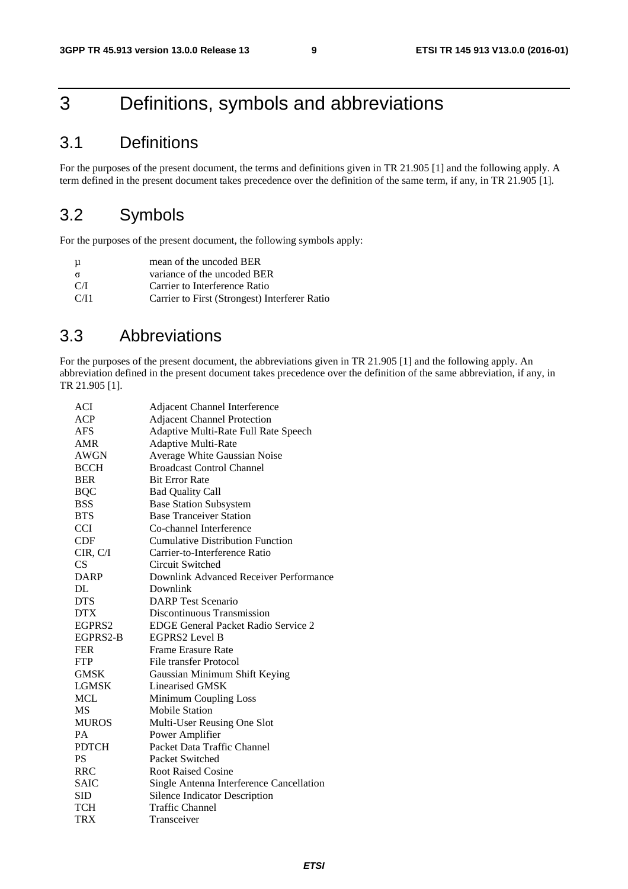# 3 Definitions, symbols and abbreviations

## 3.1 Definitions

For the purposes of the present document, the terms and definitions given in TR 21.905 [1] and the following apply. A term defined in the present document takes precedence over the definition of the same term, if any, in TR 21.905 [1].

## 3.2 Symbols

For the purposes of the present document, the following symbols apply:

| | |
|---|---|
| $\mu$ | mean of the uncoded BER |
| $\sigma$ | variance of the uncoded BER |
| C/I | Carrier to Interference Ratio |
| C/I1 | Carrier to First (Strongest) Interferer Ratio |

## 3.3 Abbreviations

For the purposes of the present document, the abbreviations given in TR 21.905 [1] and the following apply. An abbreviation defined in the present document takes precedence over the definition of the same abbreviation, if any, in TR 21.905 [1].

| | |
|---|---|
| ACI | Adjacent Channel Interference |
| ACP | Adjacent Channel Protection |
| AFS | Adaptive Multi-Rate Full Rate Speech |
| AMR | Adaptive Multi-Rate |
| AWGN | Average White Gaussian Noise |
| BCCH | Broadcast Control Channel |
| BER | Bit Error Rate |
| BQC | Bad Quality Call |
| BSS | Base Station Subsystem |
| BTS | Base Tranceiver Station |
| CCI | Co-channel Interference |
| CDF | Cumulative Distribution Function |
| CIR, C/I | Carrier-to-Interference Ratio |
| CS | Circuit Switched |
| DARP | Downlink Advanced Receiver Performance |
| DL | Downlink |
| DTS | DARP Test Scenario |
| DTX | Discontinuous Transmission |
| EGPRS2 | EDGE General Packet Radio Service 2 |
| EGPRS2-B | EGPRS2 Level B |
| FER | Frame Erasure Rate |
| FTP | File transfer Protocol |
| GMSK | Gaussian Minimum Shift Keying |
| LGMSK | Linearised GMSK |
| MCL | Minimum Coupling Loss |
| MS | Mobile Station |
| MUROS | Multi-User Reusing One Slot |
| PA | Power Amplifier |
| PDTCH | Packet Data Traffic Channel |
| PS | Packet Switched |
| RRC | Root Raised Cosine |
| SAIC | Single Antenna Interference Cancellation |
| SID | Silence Indicator Description |
| TCH | Traffic Channel |
| TRX | Transceiver |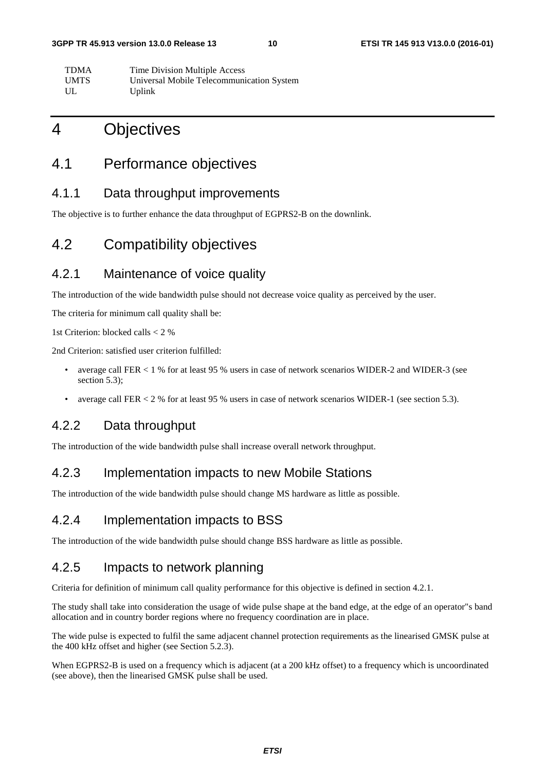| | |
|---|---|
| TDMA | Time Division Multiple Access |
| UMTS | Universal Mobile Telecommunication System |
| UL | Uplink |

# 4 Objectives

## 4.1 Performance objectives

### 4.1.1 Data throughput improvements

The objective is to further enhance the data throughput of EGPRS2-B on the downlink.

## 4.2 Compatibility objectives

### 4.2.1 Maintenance of voice quality

The introduction of the wide bandwidth pulse should not decrease voice quality as perceived by the user.

The criteria for minimum call quality shall be:

1st Criterion: blocked calls < 2 %

2nd Criterion: satisfied user criterion fulfilled:

- average call FER < 1 % for at least 95 % users in case of network scenarios WIDER-2 and WIDER-3 (see section 5.3);
- average call FER < 2 % for at least 95 % users in case of network scenarios WIDER-1 (see section 5.3).

### 4.2.2 Data throughput

The introduction of the wide bandwidth pulse shall increase overall network throughput.

### 4.2.3 Implementation impacts to new Mobile Stations

The introduction of the wide bandwidth pulse should change MS hardware as little as possible.

### 4.2.4 Implementation impacts to BSS

The introduction of the wide bandwidth pulse should change BSS hardware as little as possible.

### 4.2.5 Impacts to network planning

Criteria for definition of minimum call quality performance for this objective is defined in section 4.2.1.

The study shall take into consideration the usage of wide pulse shape at the band edge, at the edge of an operator"s band allocation and in country border regions where no frequency coordination are in place.

The wide pulse is expected to fulfil the same adjacent channel protection requirements as the linearised GMSK pulse at the 400 kHz offset and higher (see Section 5.2.3).

When EGPRS2-B is used on a frequency which is adjacent (at a 200 kHz offset) to a frequency which is uncoordinated (see above), then the linearised GMSK pulse shall be used.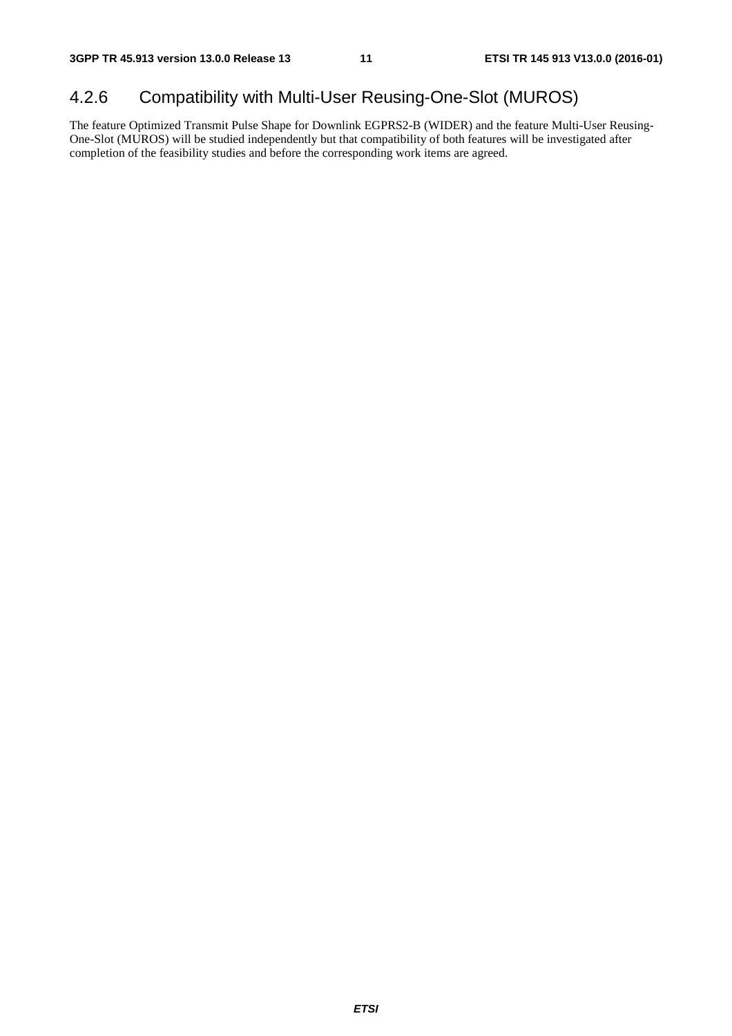### 4.2.6 Compatibility with Multi-User Reusing-One-Slot (MUROS)

The feature Optimized Transmit Pulse Shape for Downlink EGPRS2-B (WIDER) and the feature Multi-User Reusing-One-Slot (MUROS) will be studied independently but that compatibility of both features will be investigated after completion of the feasibility studies and before the corresponding work items are agreed.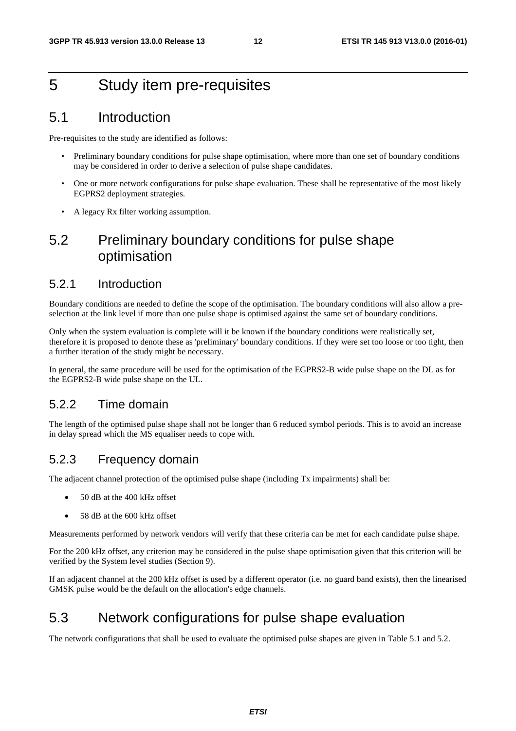# 5 Study item pre-requisites

## 5.1 Introduction

Pre-requisites to the study are identified as follows:

- Preliminary boundary conditions for pulse shape optimisation, where more than one set of boundary conditions may be considered in order to derive a selection of pulse shape candidates.
- One or more network configurations for pulse shape evaluation. These shall be representative of the most likely EGPRS2 deployment strategies.
- A legacy Rx filter working assumption.

## 5.2 Preliminary boundary conditions for pulse shape optimisation

### 5.2.1 Introduction

Boundary conditions are needed to define the scope of the optimisation. The boundary conditions will also allow a pre-selection at the link level if more than one pulse shape is optimised against the same set of boundary conditions.

Only when the system evaluation is complete will it be known if the boundary conditions were realistically set, therefore it is proposed to denote these as 'preliminary' boundary conditions. If they were set too loose or too tight, then a further iteration of the study might be necessary.

In general, the same procedure will be used for the optimisation of the EGPRS2-B wide pulse shape on the DL as for the EGPRS2-B wide pulse shape on the UL.

### 5.2.2 Time domain

The length of the optimised pulse shape shall not be longer than 6 reduced symbol periods. This is to avoid an increase in delay spread which the MS equaliser needs to cope with.

### 5.2.3 Frequency domain

The adjacent channel protection of the optimised pulse shape (including Tx impairments) shall be:

- 50 dB at the 400 kHz offset
- 58 dB at the 600 kHz offset

Measurements performed by network vendors will verify that these criteria can be met for each candidate pulse shape.

For the 200 kHz offset, any criterion may be considered in the pulse shape optimisation given that this criterion will be verified by the System level studies (Section 9).

If an adjacent channel at the 200 kHz offset is used by a different operator (i.e. no guard band exists), then the linearised GMSK pulse would be the default on the allocation's edge channels.

## 5.3 Network configurations for pulse shape evaluation

The network configurations that shall be used to evaluate the optimised pulse shapes are given in Table 5.1 and 5.2.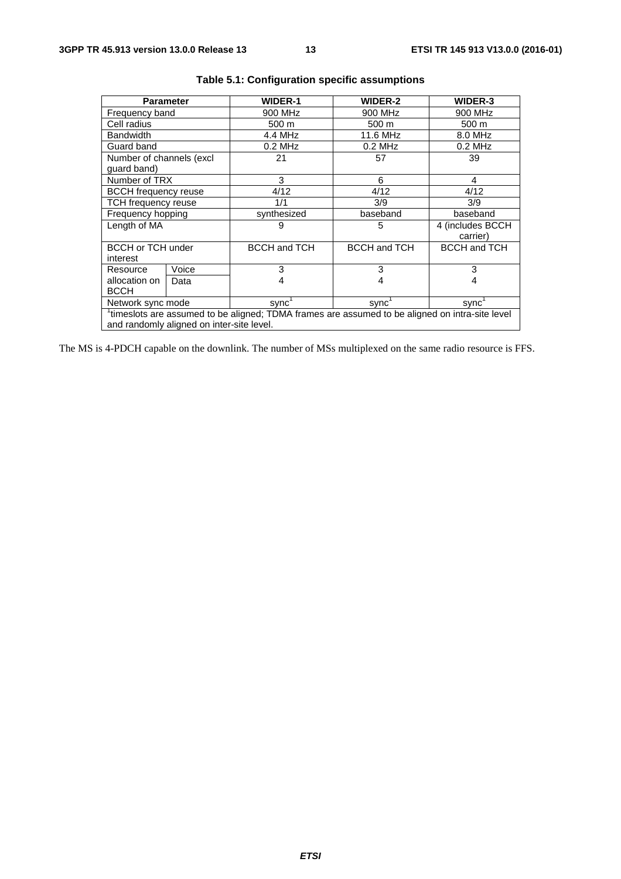**Table 5.1: Configuration specific assumptions**

| Parameter | | WIDER-1 | WIDER-2 | WIDER-3 |
|---|---|---|---|---|
| Frequency band | | 900 MHz | 900 MHz | 900 MHz |
| Cell radius | | 500 m | 500 m | 500 m |
| Bandwidth | | 4.4 MHz | 11.6 MHz | 8.0 MHz |
| Guard band | | 0.2 MHz | 0.2 MHz | 0.2 MHz |
| Number of channels (excl guard band) | | 21 | 57 | 39 |
| Number of TRX | | 3 | 6 | 4 |
| BCCH frequency reuse | | 4/12 | 4/12 | 4/12 |
| TCH frequency reuse | | 1/1 | 3/9 | 3/9 |
| Frequency hopping | | synthesized | baseband | baseband |
| Length of MA | | 9 | 5 | 4 (includes BCCH carrier) |
| BCCH or TCH under interest | | BCCH and TCH | BCCH and TCH | BCCH and TCH |
| Resource allocation on BCCH | Voice | 3 | 3 | 3 |
| | Data | 4 | 4 | 4 |
| Network sync mode | | sync[1] | sync[1] | sync[1] |
| [1]timeslots are assumed to be aligned; TDMA frames are assumed to be aligned on intra-site level and randomly aligned on inter-site level. | | | | |

The MS is 4-PDCH capable on the downlink. The number of MSs multiplexed on the same radio resource is FFS.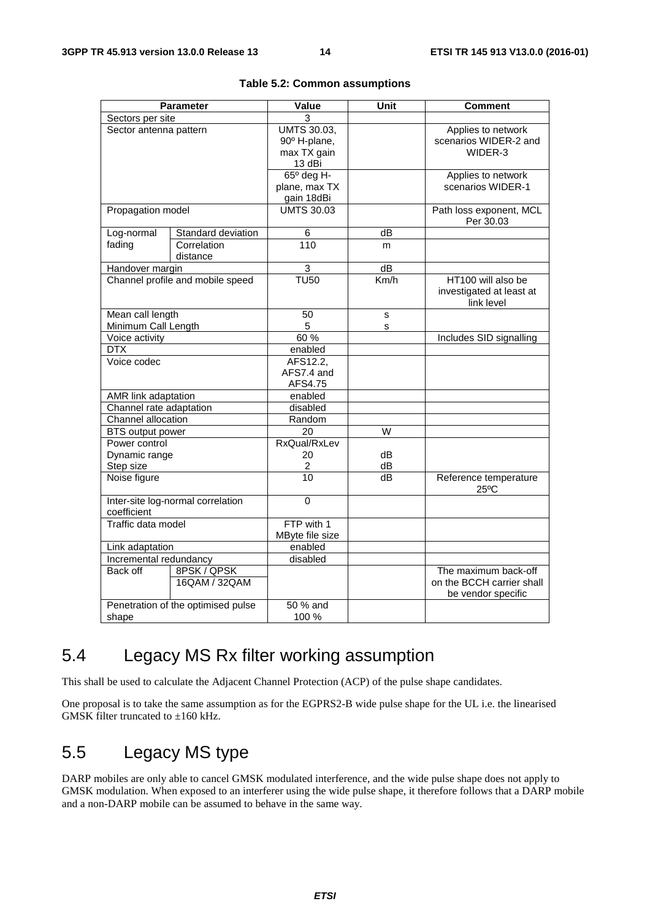**Table 5.2: Common assumptions**

| Parameter | | Value | Unit | Comment |
|---|---|---|---|---|
| Sectors per site | | 3 | | |
| Sector antenna pattern | | UMTS 30.03, 90º H-plane, max TX gain 13 dBi | | Applies to network scenarios WIDER-2 and WIDER-3 |
| | | 65º deg H-plane, max TX gain 18dBi | | Applies to network scenarios WIDER-1 |
| Propagation model | | UMTS 30.03 | | Path loss exponent, MCL Per 30.03 |
| Log-normal fading | Standard deviation | 6 | dB | |
| | Correlation distance | 110 | m | |
| Handover margin | | 3 | dB | |
| Channel profile and mobile speed | | TU50 | Km/h | HT100 will also be investigated at least at link level |
| Mean call length<br>Minimum Call Length | | 50<br>5 | s<br>s | |
| Voice activity | | 60 % | | Includes SID signalling |
| DTX | | enabled | | |
| Voice codec | | AFS12.2, AFS7.4 and AFS4.75 | | |
| AMR link adaptation | | enabled | | |
| Channel rate adaptation | | disabled | | |
| Channel allocation | | Random | | |
| BTS output power | | 20 | W | |
| Power control<br>Dynamic range<br>Step size | | RxQual/RxLev<br>20<br>2 | <br>dB<br>dB | |
| Noise figure | | 10 | dB | Reference temperature 25ºC |
| Inter-site log-normal correlation coefficient | | 0 | | |
| Traffic data model | | FTP with 1 MByte file size | | |
| Link adaptation | | enabled | | |
| Incremental redundancy | | disabled | | |
| Back off | 8PSK / QPSK<br>16QAM / 32QAM | | | The maximum back-off on the BCCH carrier shall be vendor specific |
| Penetration of the optimised pulse shape | | 50 % and 100 % | | |

## 5.4 Legacy MS Rx filter working assumption

This shall be used to calculate the Adjacent Channel Protection (ACP) of the pulse shape candidates.

One proposal is to take the same assumption as for the EGPRS2-B wide pulse shape for the UL i.e. the linearised GMSK filter truncated to ±160 kHz.

## 5.5 Legacy MS type

DARP mobiles are only able to cancel GMSK modulated interference, and the wide pulse shape does not apply to GMSK modulation. When exposed to an interferer using the wide pulse shape, it therefore follows that a DARP mobile and a non-DARP mobile can be assumed to behave in the same way.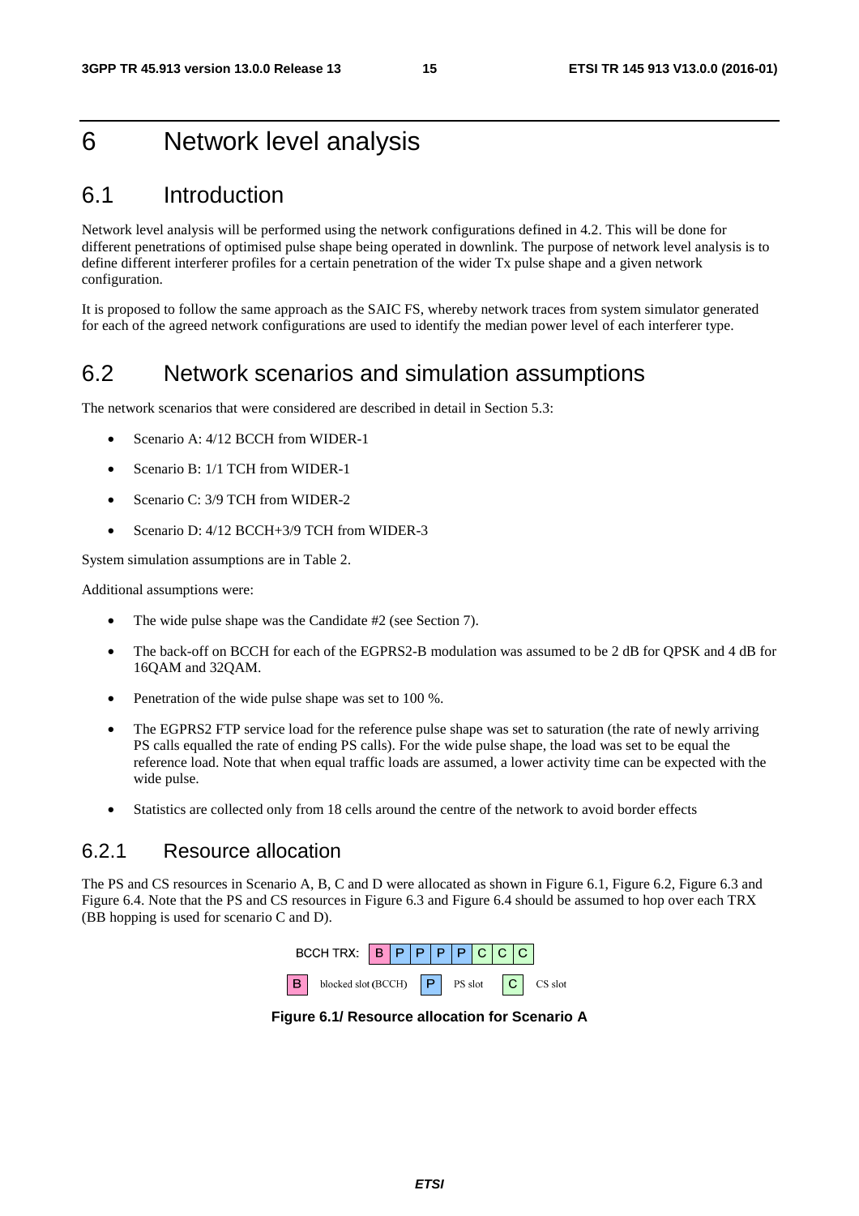# 6 Network level analysis

## 6.1 Introduction

Network level analysis will be performed using the network configurations defined in 4.2. This will be done for different penetrations of optimised pulse shape being operated in downlink. The purpose of network level analysis is to define different interferer profiles for a certain penetration of the wider Tx pulse shape and a given network configuration.

It is proposed to follow the same approach as the SAIC FS, whereby network traces from system simulator generated for each of the agreed network configurations are used to identify the median power level of each interferer type.

## 6.2 Network scenarios and simulation assumptions

The network scenarios that were considered are described in detail in Section 5.3:

- Scenario A: 4/12 BCCH from WIDER-1
- Scenario B: 1/1 TCH from WIDER-1
- Scenario C: 3/9 TCH from WIDER-2
- Scenario D: 4/12 BCCH+3/9 TCH from WIDER-3

System simulation assumptions are in Table 2.

Additional assumptions were:

- The wide pulse shape was the Candidate #2 (see Section 7).
- The back-off on BCCH for each of the EGPRS2-B modulation was assumed to be 2 dB for QPSK and 4 dB for 16QAM and 32QAM.
- Penetration of the wide pulse shape was set to 100 %.
- The EGPRS2 FTP service load for the reference pulse shape was set to saturation (the rate of newly arriving PS calls equalled the rate of ending PS calls). For the wide pulse shape, the load was set to be equal the reference load. Note that when equal traffic loads are assumed, a lower activity time can be expected with the wide pulse.
- Statistics are collected only from 18 cells around the centre of the network to avoid border effects

### 6.2.1 Resource allocation

The PS and CS resources in Scenario A, B, C and D were allocated as shown in Figure 6.1, Figure 6.2, Figure 6.3 and Figure 6.4. Note that the PS and CS resources in Figure 6.3 and Figure 6.4 should be assumed to hop over each TRX (BB hopping is used for scenario C and D).

BCCH TRX: | B | P | P | P | P | C | C | C |

B blocked slot (BCCH) &nbsp; P PS slot &nbsp; C CS slot

**Figure 6.1/ Resource allocation for Scenario A**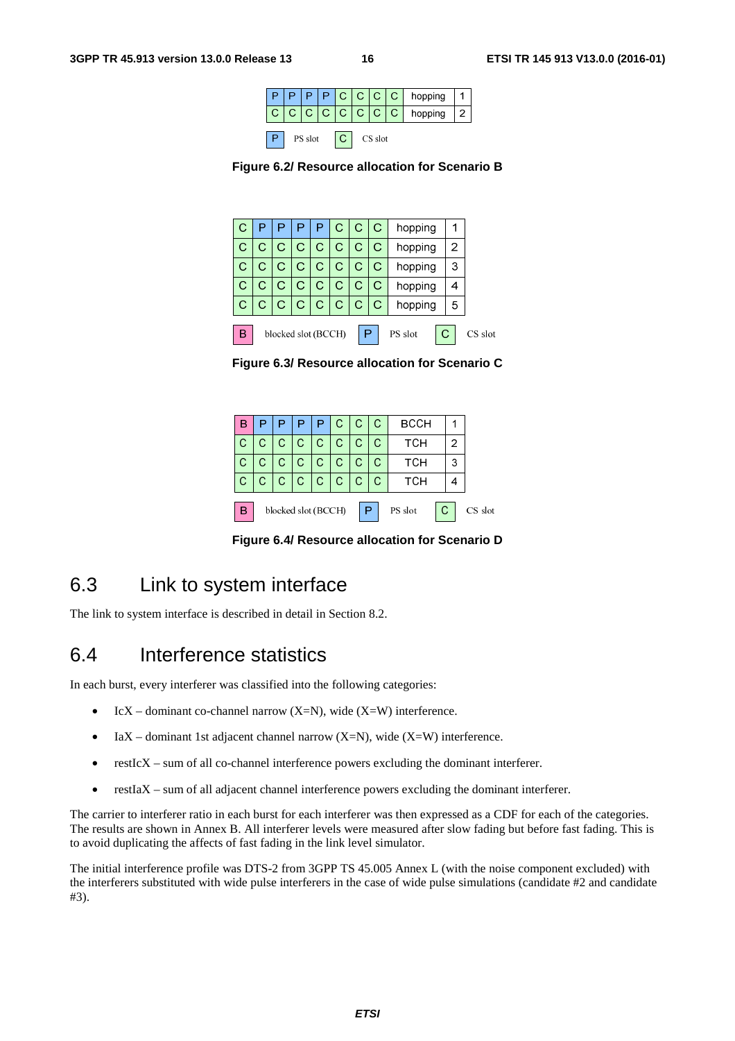| | | | | | | | | | |
|---|---|---|---|---|---|---|---|---|---|
| P | P | P | P | C | C | C | C | hopping | 1 |
| C | C | C | C | C | C | C | C | hopping | 2 |

P PS slot  C CS slot

**Figure 6.2/ Resource allocation for Scenario B**

| | | | | | | | | | |
|---|---|---|---|---|---|---|---|---|---|
| C | P | P | P | P | C | C | C | hopping | 1 |
| C | C | C | C | C | C | C | C | hopping | 2 |
| C | C | C | C | C | C | C | C | hopping | 3 |
| C | C | C | C | C | C | C | C | hopping | 4 |
| C | C | C | C | C | C | C | C | hopping | 5 |

B blocked slot (BCCH)  P PS slot  C CS slot

**Figure 6.3/ Resource allocation for Scenario C**

| | | | | | | | | | |
|---|---|---|---|---|---|---|---|---|---|
| B | P | P | P | P | C | C | C | BCCH | 1 |
| C | C | C | C | C | C | C | C | TCH | 2 |
| C | C | C | C | C | C | C | C | TCH | 3 |
| C | C | C | C | C | C | C | C | TCH | 4 |

B blocked slot (BCCH)  P PS slot  C CS slot

**Figure 6.4/ Resource allocation for Scenario D**

## 6.3 Link to system interface

The link to system interface is described in detail in Section 8.2.

## 6.4 Interference statistics

In each burst, every interferer was classified into the following categories:

- IcX – dominant co-channel narrow (X=N), wide (X=W) interference.
- IaX – dominant 1st adjacent channel narrow (X=N), wide (X=W) interference.
- restIcX – sum of all co-channel interference powers excluding the dominant interferer.
- restIaX – sum of all adjacent channel interference powers excluding the dominant interferer.

The carrier to interferer ratio in each burst for each interferer was then expressed as a CDF for each of the categories. The results are shown in Annex B. All interferer levels were measured after slow fading but before fast fading. This is to avoid duplicating the affects of fast fading in the link level simulator.

The initial interference profile was DTS-2 from 3GPP TS 45.005 Annex L (with the noise component excluded) with the interferers substituted with wide pulse interferers in the case of wide pulse simulations (candidate #2 and candidate #3).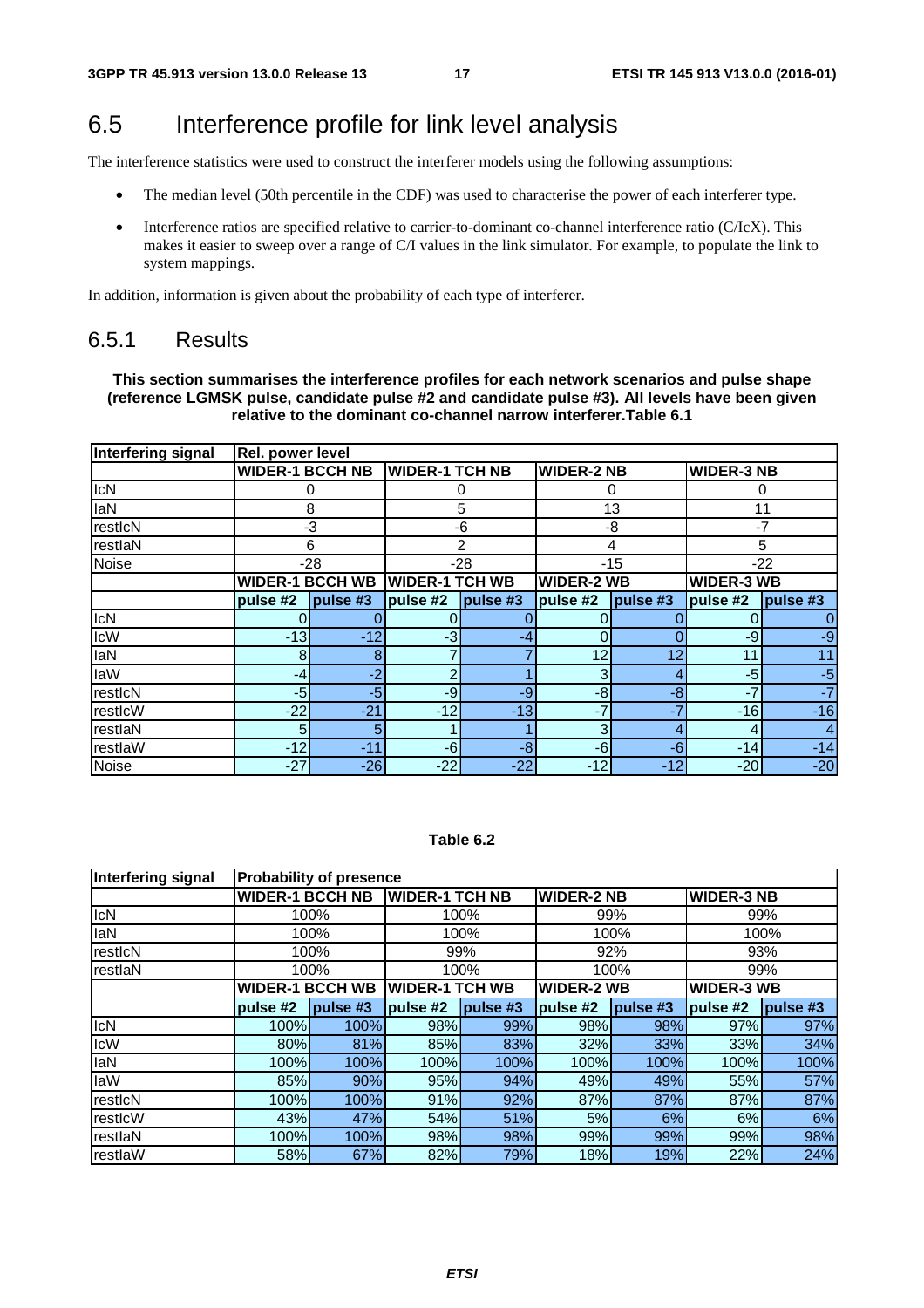## 6.5 Interference profile for link level analysis

The interference statistics were used to construct the interferer models using the following assumptions:

- The median level (50th percentile in the CDF) was used to characterise the power of each interferer type.
- Interference ratios are specified relative to carrier-to-dominant co-channel interference ratio (C/IcX). This makes it easier to sweep over a range of C/I values in the link simulator. For example, to populate the link to system mappings.

In addition, information is given about the probability of each type of interferer.

### 6.5.1 Results

**This section summarises the interference profiles for each network scenarios and pulse shape (reference LGMSK pulse, candidate pulse #2 and candidate pulse #3). All levels have been given relative to the dominant co-channel narrow interferer.Table 6.1**

| Interfering signal | Rel. power level | | | | | | | |
|---|---|---|---|---|---|---|---|---|
| | WIDER-1 BCCH NB | | WIDER-1 TCH NB | | WIDER-2 NB | | WIDER-3 NB | |
| IcN | 0 | | 0 | | 0 | | 0 | |
| IaN | 8 | | 5 | | 13 | | 11 | |
| restIcN | -3 | | -6 | | -8 | | -7 | |
| restIaN | 6 | | 2 | | 4 | | 5 | |
| Noise | -28 | | -28 | | -15 | | -22 | |
| | WIDER-1 BCCH WB | | WIDER-1 TCH WB | | WIDER-2 WB | | WIDER-3 WB | |
| | pulse #2 | pulse #3 | pulse #2 | pulse #3 | pulse #2 | pulse #3 | pulse #2 | pulse #3 |
| IcN | 0 | 0 | 0 | 0 | 0 | 0 | 0 | 0 |
| IcW | -13 | -12 | -3 | -4 | 0 | 0 | -9 | -9 |
| IaN | 8 | 8 | 7 | 7 | 12 | 12 | 11 | 11 |
| IaW | -4 | -2 | 2 | 1 | 3 | 4 | -5 | -5 |
| restIcN | -5 | -5 | -9 | -9 | -8 | -8 | -7 | -7 |
| restIcW | -22 | -21 | -12 | -13 | -7 | -7 | -16 | -16 |
| restIaN | 5 | 5 | 1 | 1 | 3 | 4 | 4 | 4 |
| restIaW | -12 | -11 | -6 | -8 | -6 | -6 | -14 | -14 |
| Noise | -27 | -26 | -22 | -22 | -12 | -12 | -20 | -20 |

**Table 6.2**

| Interfering signal | Probability of presence | | | | | | | |
|---|---|---|---|---|---|---|---|---|
| | WIDER-1 BCCH NB | | WIDER-1 TCH NB | | WIDER-2 NB | | WIDER-3 NB | |
| IcN | 100% | | 100% | | 99% | | 99% | |
| IaN | 100% | | 100% | | 100% | | 100% | |
| restIcN | 100% | | 99% | | 92% | | 93% | |
| restIaN | 100% | | 100% | | 100% | | 99% | |
| | WIDER-1 BCCH WB | | WIDER-1 TCH WB | | WIDER-2 WB | | WIDER-3 WB | |
| | pulse #2 | pulse #3 | pulse #2 | pulse #3 | pulse #2 | pulse #3 | pulse #2 | pulse #3 |
| IcN | 100% | 100% | 98% | 99% | 98% | 98% | 97% | 97% |
| IcW | 80% | 81% | 85% | 83% | 32% | 33% | 33% | 34% |
| IaN | 100% | 100% | 100% | 100% | 100% | 100% | 100% | 100% |
| IaW | 85% | 90% | 95% | 94% | 49% | 49% | 55% | 57% |
| restIcN | 100% | 100% | 91% | 92% | 87% | 87% | 87% | 87% |
| restIcW | 43% | 47% | 54% | 51% | 5% | 6% | 6% | 6% |
| restIaN | 100% | 100% | 98% | 98% | 99% | 99% | 99% | 98% |
| restIaW | 58% | 67% | 82% | 79% | 18% | 19% | 22% | 24% |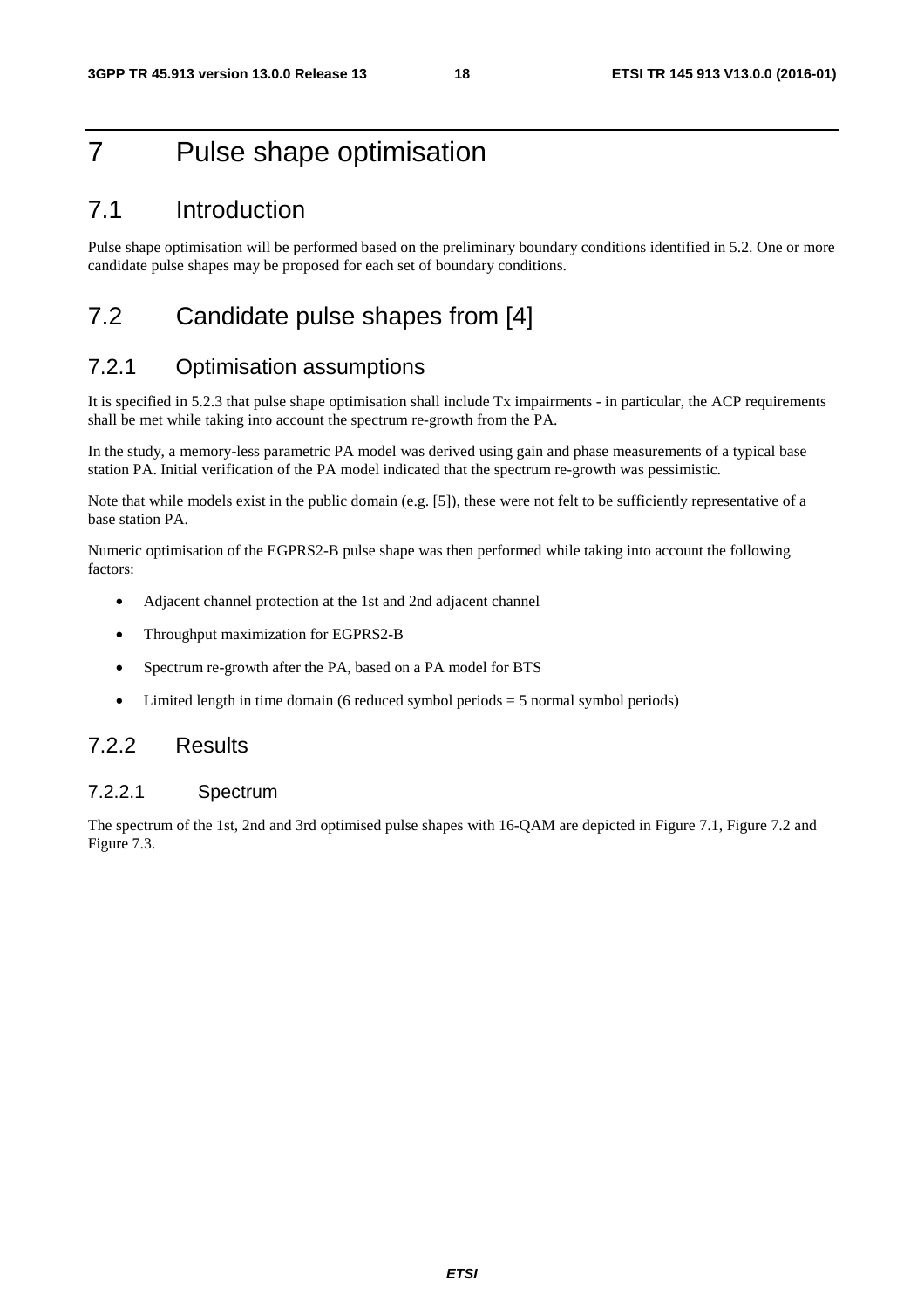# 7 Pulse shape optimisation

## 7.1 Introduction

Pulse shape optimisation will be performed based on the preliminary boundary conditions identified in 5.2. One or more candidate pulse shapes may be proposed for each set of boundary conditions.

## 7.2 Candidate pulse shapes from [4]

### 7.2.1 Optimisation assumptions

It is specified in 5.2.3 that pulse shape optimisation shall include Tx impairments - in particular, the ACP requirements shall be met while taking into account the spectrum re-growth from the PA.

In the study, a memory-less parametric PA model was derived using gain and phase measurements of a typical base station PA. Initial verification of the PA model indicated that the spectrum re-growth was pessimistic.

Note that while models exist in the public domain (e.g. [5]), these were not felt to be sufficiently representative of a base station PA.

Numeric optimisation of the EGPRS2-B pulse shape was then performed while taking into account the following factors:

- Adjacent channel protection at the 1st and 2nd adjacent channel
- Throughput maximization for EGPRS2-B
- Spectrum re-growth after the PA, based on a PA model for BTS
- Limited length in time domain (6 reduced symbol periods = 5 normal symbol periods)

### 7.2.2 Results

#### 7.2.2.1 Spectrum

The spectrum of the 1st, 2nd and 3rd optimised pulse shapes with 16-QAM are depicted in Figure 7.1, Figure 7.2 and Figure 7.3.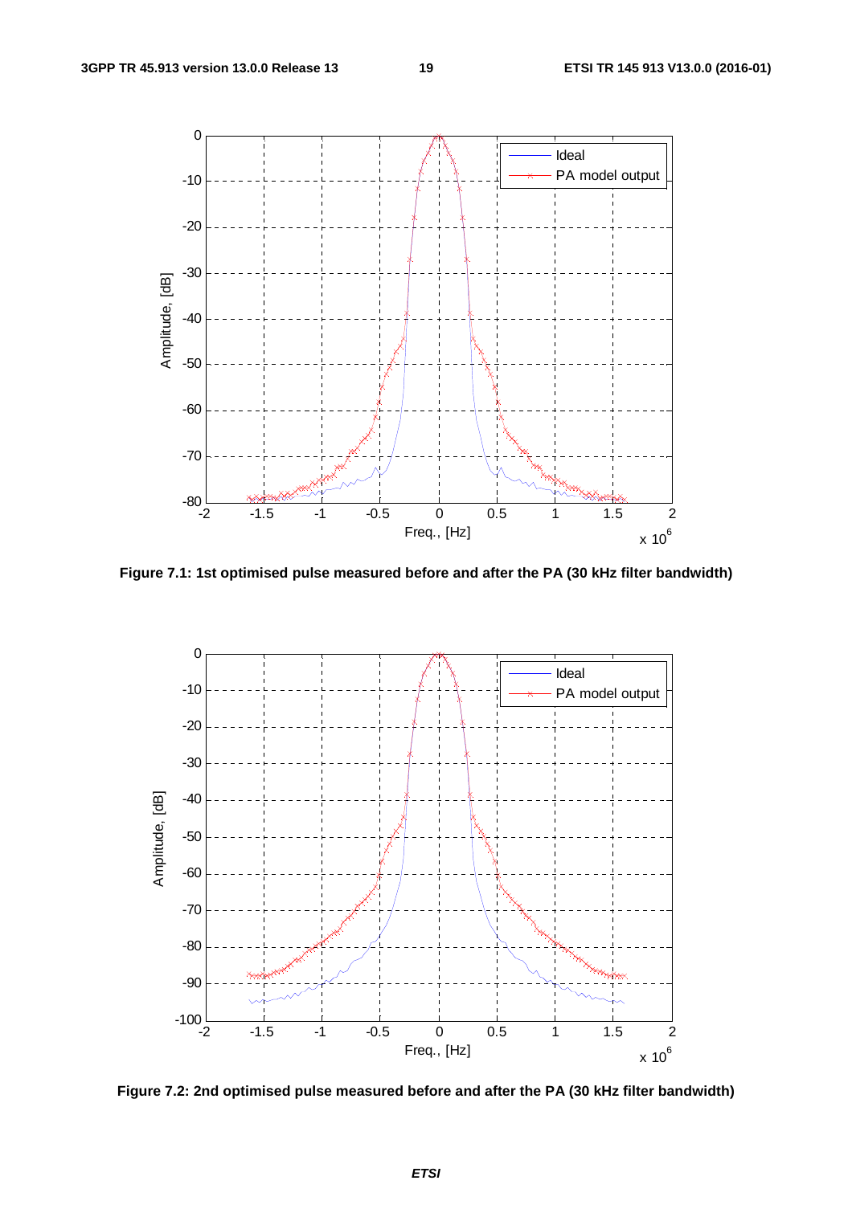**Figure 7.1: 1st optimised pulse measured before and after the PA (30 kHz filter bandwidth)**

**Figure 7.2: 2nd optimised pulse measured before and after the PA (30 kHz filter bandwidth)**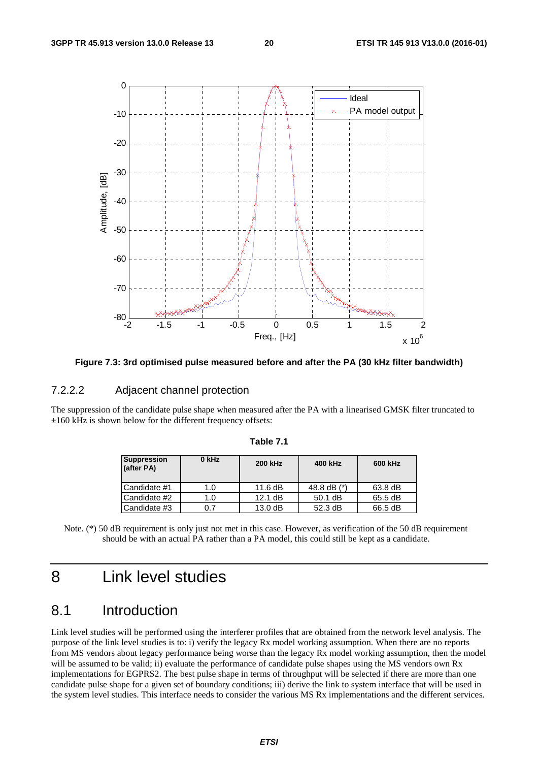**Figure 7.3: 3rd optimised pulse measured before and after the PA (30 kHz filter bandwidth)**

#### 7.2.2.2 Adjacent channel protection

The suppression of the candidate pulse shape when measured after the PA with a linearised GMSK filter truncated to ±160 kHz is shown below for the different frequency offsets:

**Table 7.1**

| Suppression (after PA) | 0 kHz | 200 kHz | 400 kHz | 600 kHz |
|---|---|---|---|---|
| Candidate #1 | 1.0 | 11.6 dB | 48.8 dB (*) | 63.8 dB |
| Candidate #2 | 1.0 | 12.1 dB | 50.1 dB | 65.5 dB |
| Candidate #3 | 0.7 | 13.0 dB | 52.3 dB | 66.5 dB |

Note. (*) 50 dB requirement is only just not met in this case. However, as verification of the 50 dB requirement should be with an actual PA rather than a PA model, this could still be kept as a candidate.

# 8 Link level studies

## 8.1 Introduction

Link level studies will be performed using the interferer profiles that are obtained from the network level analysis. The purpose of the link level studies is to: i) verify the legacy Rx model working assumption. When there are no reports from MS vendors about legacy performance being worse than the legacy Rx model working assumption, then the model will be assumed to be valid; ii) evaluate the performance of candidate pulse shapes using the MS vendors own Rx implementations for EGPRS2. The best pulse shape in terms of throughput will be selected if there are more than one candidate pulse shape for a given set of boundary conditions; iii) derive the link to system interface that will be used in the system level studies. This interface needs to consider the various MS Rx implementations and the different services.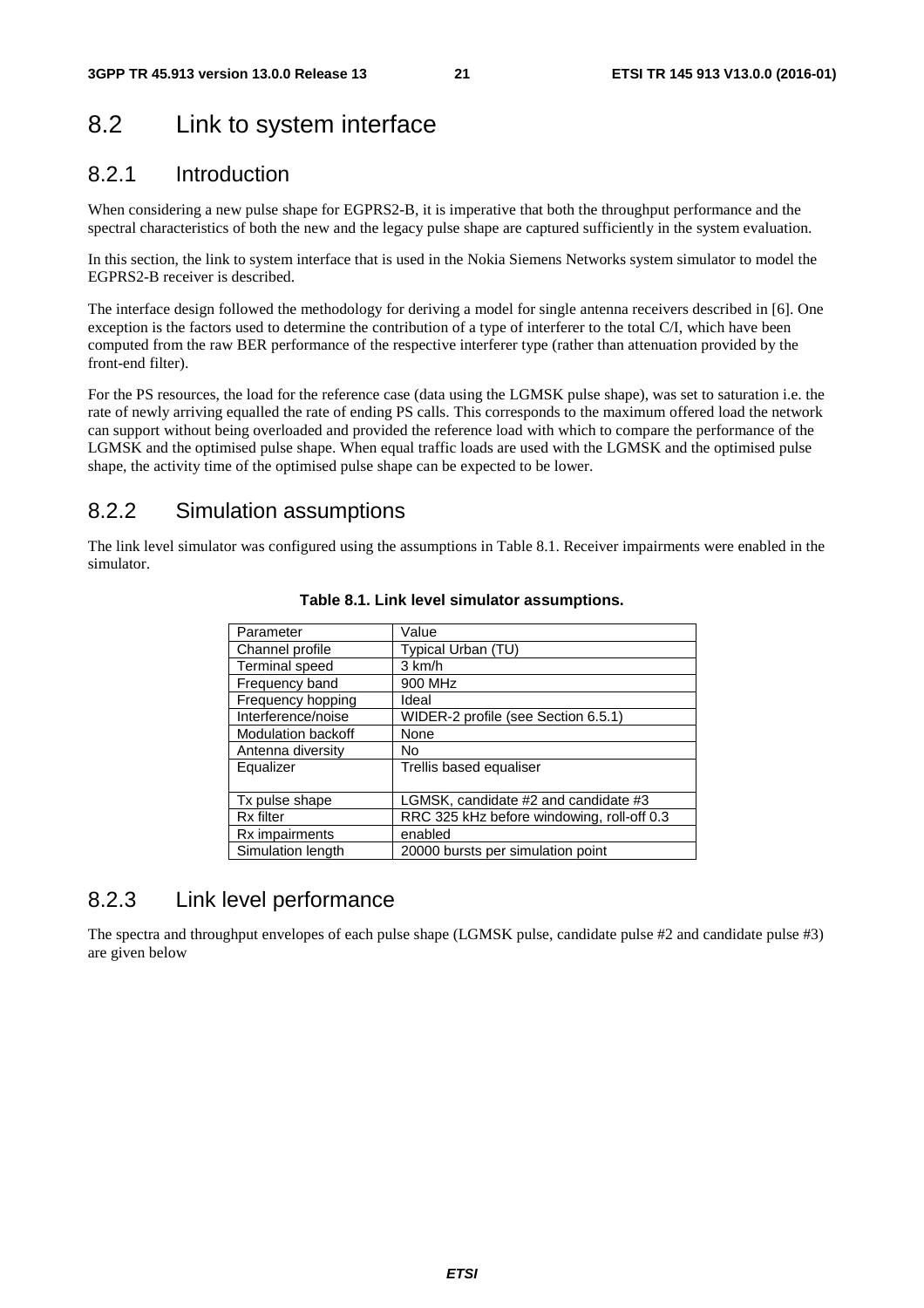## 8.2 Link to system interface

### 8.2.1 Introduction

When considering a new pulse shape for EGPRS2-B, it is imperative that both the throughput performance and the spectral characteristics of both the new and the legacy pulse shape are captured sufficiently in the system evaluation.

In this section, the link to system interface that is used in the Nokia Siemens Networks system simulator to model the EGPRS2-B receiver is described.

The interface design followed the methodology for deriving a model for single antenna receivers described in [6]. One exception is the factors used to determine the contribution of a type of interferer to the total C/I, which have been computed from the raw BER performance of the respective interferer type (rather than attenuation provided by the front-end filter).

For the PS resources, the load for the reference case (data using the LGMSK pulse shape), was set to saturation i.e. the rate of newly arriving equalled the rate of ending PS calls. This corresponds to the maximum offered load the network can support without being overloaded and provided the reference load with which to compare the performance of the LGMSK and the optimised pulse shape. When equal traffic loads are used with the LGMSK and the optimised pulse shape, the activity time of the optimised pulse shape can be expected to be lower.

### 8.2.2 Simulation assumptions

The link level simulator was configured using the assumptions in Table 8.1. Receiver impairments were enabled in the simulator.

**Table 8.1. Link level simulator assumptions.**

| Parameter | Value |
|---|---|
| Channel profile | Typical Urban (TU) |
| Terminal speed | 3 km/h |
| Frequency band | 900 MHz |
| Frequency hopping | Ideal |
| Interference/noise | WIDER-2 profile (see Section 6.5.1) |
| Modulation backoff | None |
| Antenna diversity | No |
| Equalizer | Trellis based equaliser |
| Tx pulse shape | LGMSK, candidate #2 and candidate #3 |
| Rx filter | RRC 325 kHz before windowing, roll-off 0.3 |
| Rx impairments | enabled |
| Simulation length | 20000 bursts per simulation point |

### 8.2.3 Link level performance

The spectra and throughput envelopes of each pulse shape (LGMSK pulse, candidate pulse #2 and candidate pulse #3) are given below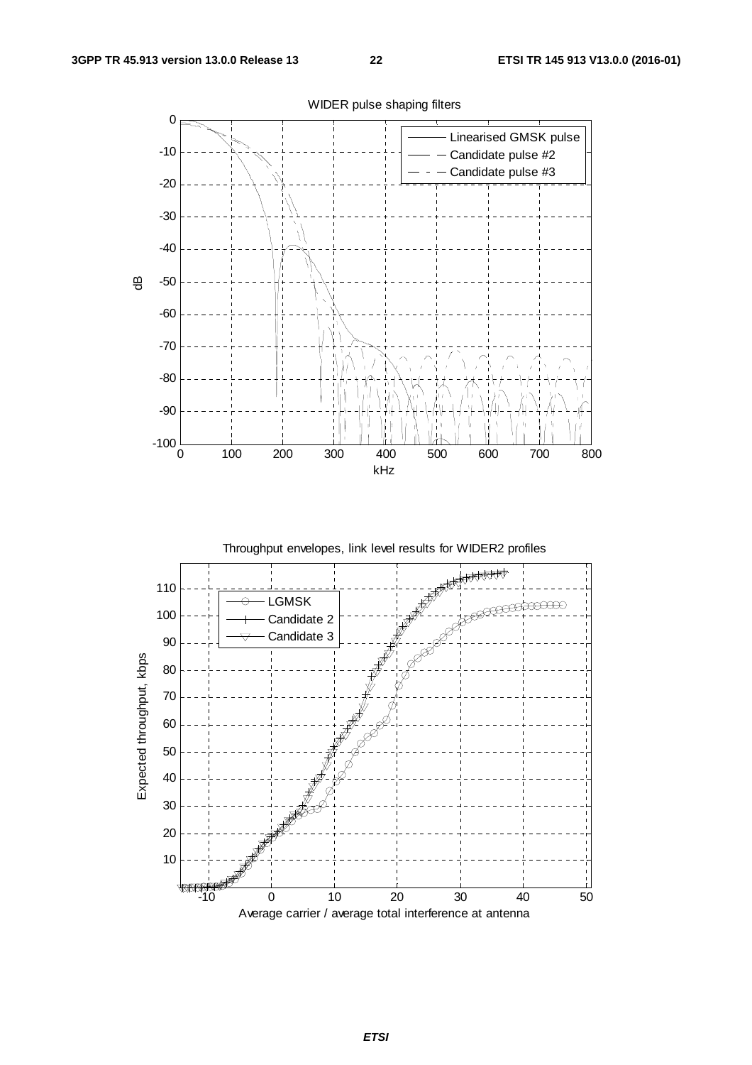WIDER pulse shaping filters

Throughput envelopes, link level results for WIDER2 profiles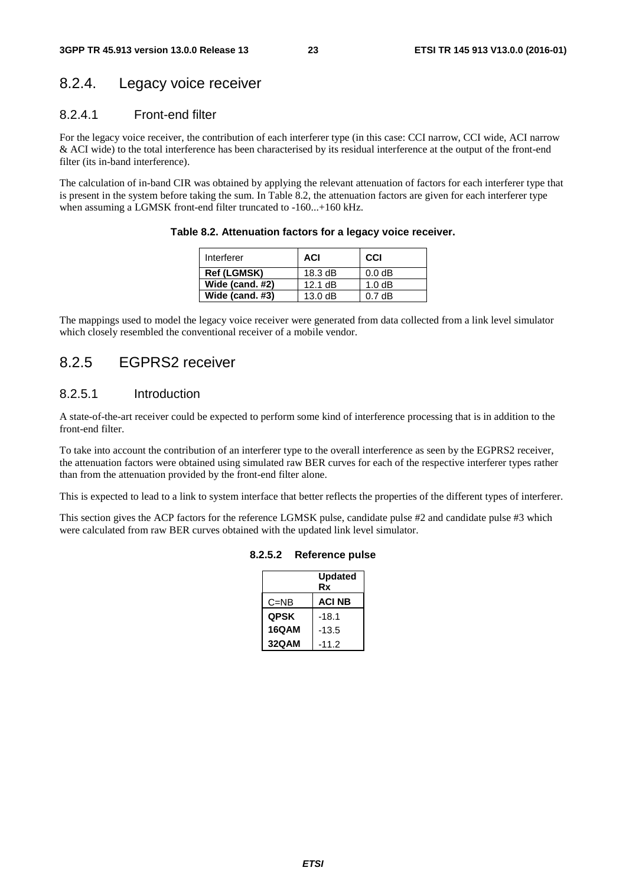## 8.2.4. Legacy voice receiver

### 8.2.4.1 Front-end filter

For the legacy voice receiver, the contribution of each interferer type (in this case: CCI narrow, CCI wide, ACI narrow & ACI wide) to the total interference has been characterised by its residual interference at the output of the front-end filter (its in-band interference).

The calculation of in-band CIR was obtained by applying the relevant attenuation of factors for each interferer type that is present in the system before taking the sum. In Table 8.2, the attenuation factors are given for each interferer type when assuming a LGMSK front-end filter truncated to -160...+160 kHz.

**Table 8.2. Attenuation factors for a legacy voice receiver.**

| Interferer | **ACI** | **CCI** |
|---|---|---|
| **Ref (LGMSK)** | 18.3 dB | 0.0 dB |
| **Wide (cand. #2)** | 12.1 dB | 1.0 dB |
| **Wide (cand. #3)** | 13.0 dB | 0.7 dB |

The mappings used to model the legacy voice receiver were generated from data collected from a link level simulator which closely resembled the conventional receiver of a mobile vendor.

## 8.2.5 EGPRS2 receiver

### 8.2.5.1 Introduction

A state-of-the-art receiver could be expected to perform some kind of interference processing that is in addition to the front-end filter.

To take into account the contribution of an interferer type to the overall interference as seen by the EGPRS2 receiver, the attenuation factors were obtained using simulated raw BER curves for each of the respective interferer types rather than from the attenuation provided by the front-end filter alone.

This is expected to lead to a link to system interface that better reflects the properties of the different types of interferer.

This section gives the ACP factors for the reference LGMSK pulse, candidate pulse #2 and candidate pulse #3 which were calculated from raw BER curves obtained with the updated link level simulator.

### 8.2.5.2 Reference pulse

| | **Updated Rx** |
|---|---|
| C=NB | **ACI NB** |
| **QPSK** | -18.1 |
| **16QAM** | -13.5 |
| **32QAM** | -11.2 |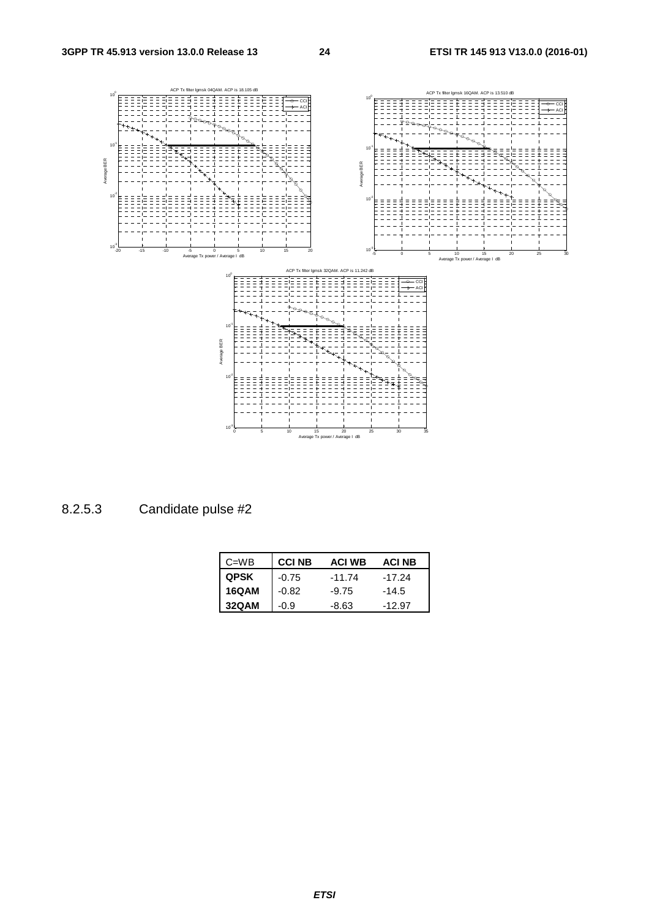## 8.2.5.3 Candidate pulse #2

| C=WB | CCI NB | ACI WB | ACI NB |
|---|---|---|---|
| **QPSK** | -0.75 | -11.74 | -17.24 |
| **16QAM** | -0.82 | -9.75 | -14.5 |
| **32QAM** | -0.9 | -8.63 | -12.97 |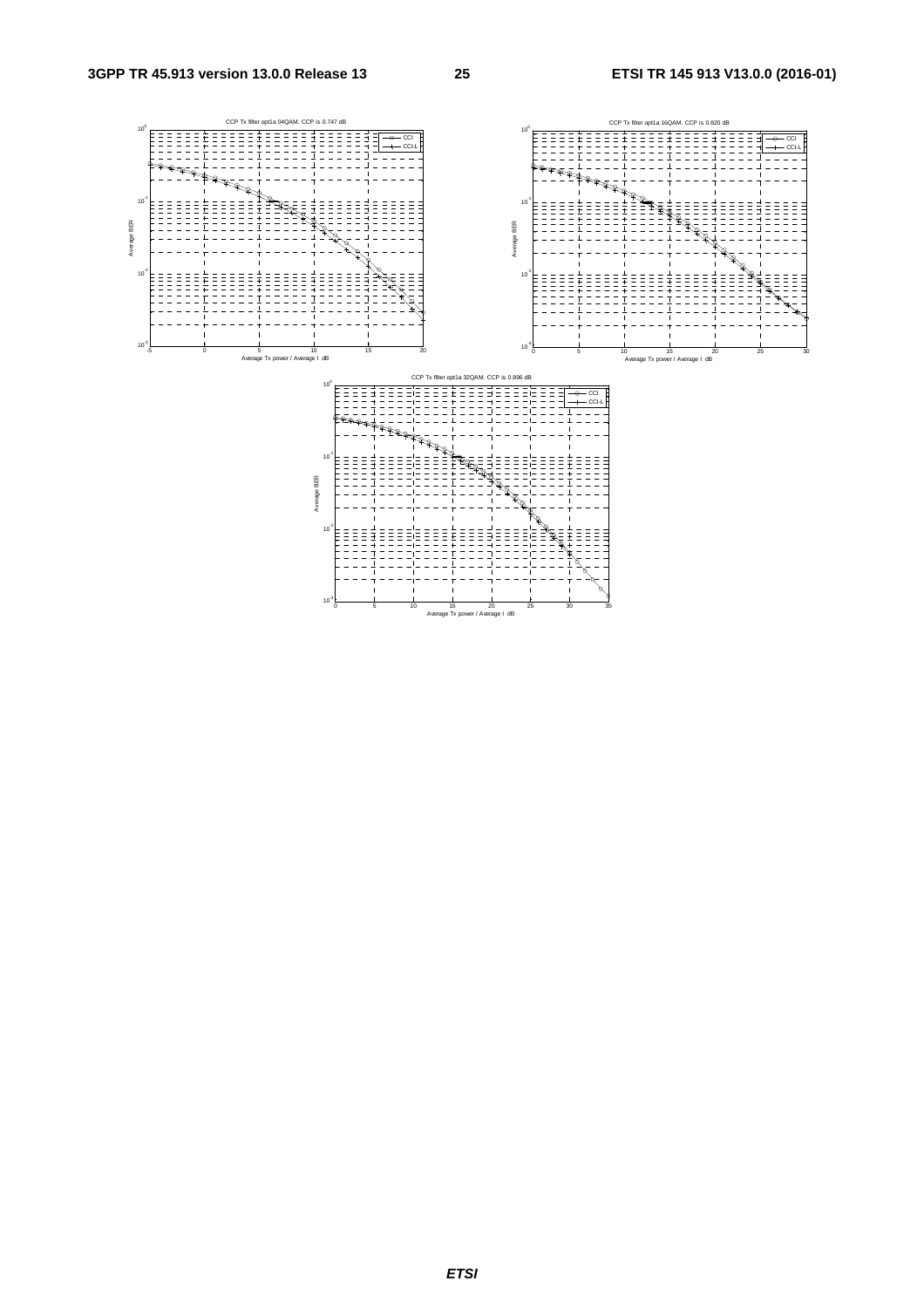CCP Tx filter opt1a 04QAM. CCP is 0.747 dB

CCP Tx filter opt1a 16QAM. CCP is 0.820 dB

CCP Tx filter opt1a 32QAM. CCP is 0.896 dB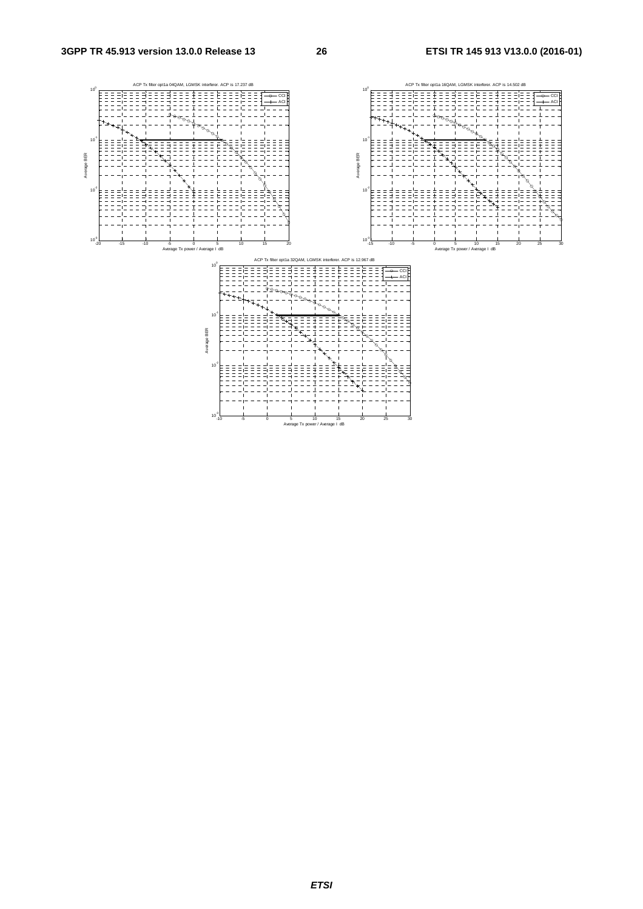ACP Tx filter opt1a 04QAM, LGMSK interferer. ACP is 17.237 dB

ACP Tx filter opt1a 16QAM, LGMSK interferer. ACP is 14.502 dB

ACP Tx filter opt1a 32QAM, LGMSK interferer. ACP is 12.967 dB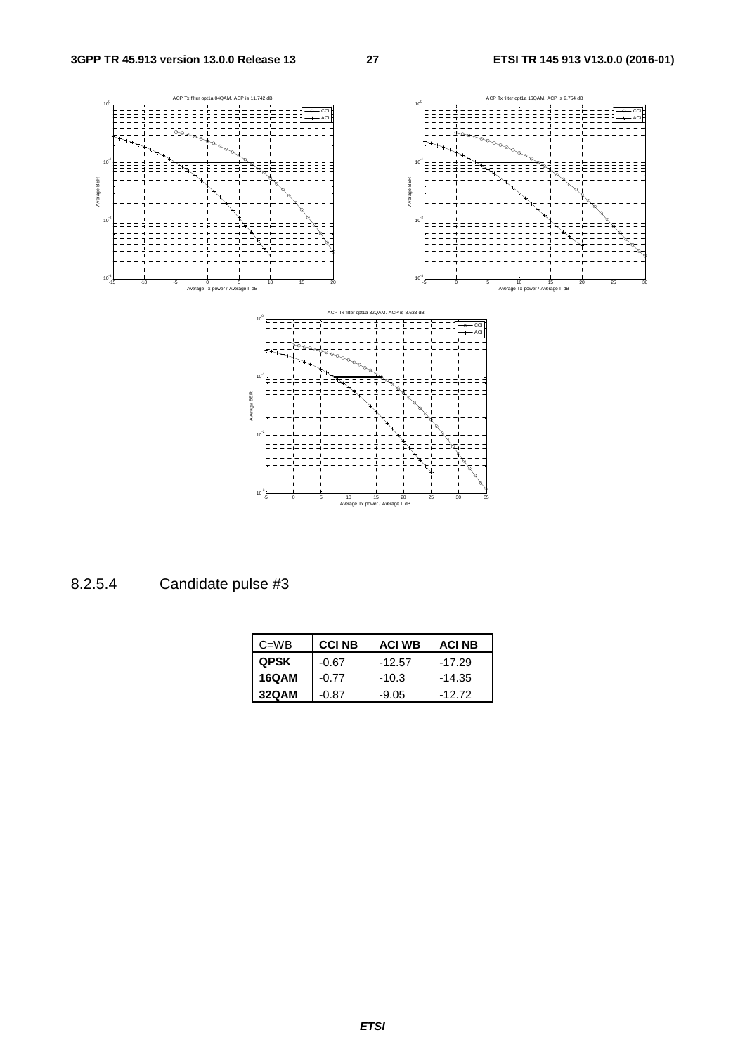## 8.2.5.4 Candidate pulse #3

| C=WB | CCI NB | ACI WB | ACI NB |
|---|---|---|---|
| **QPSK** | -0.67 | -12.57 | -17.29 |
| **16QAM** | -0.77 | -10.3 | -14.35 |
| **32QAM** | -0.87 | -9.05 | -12.72 |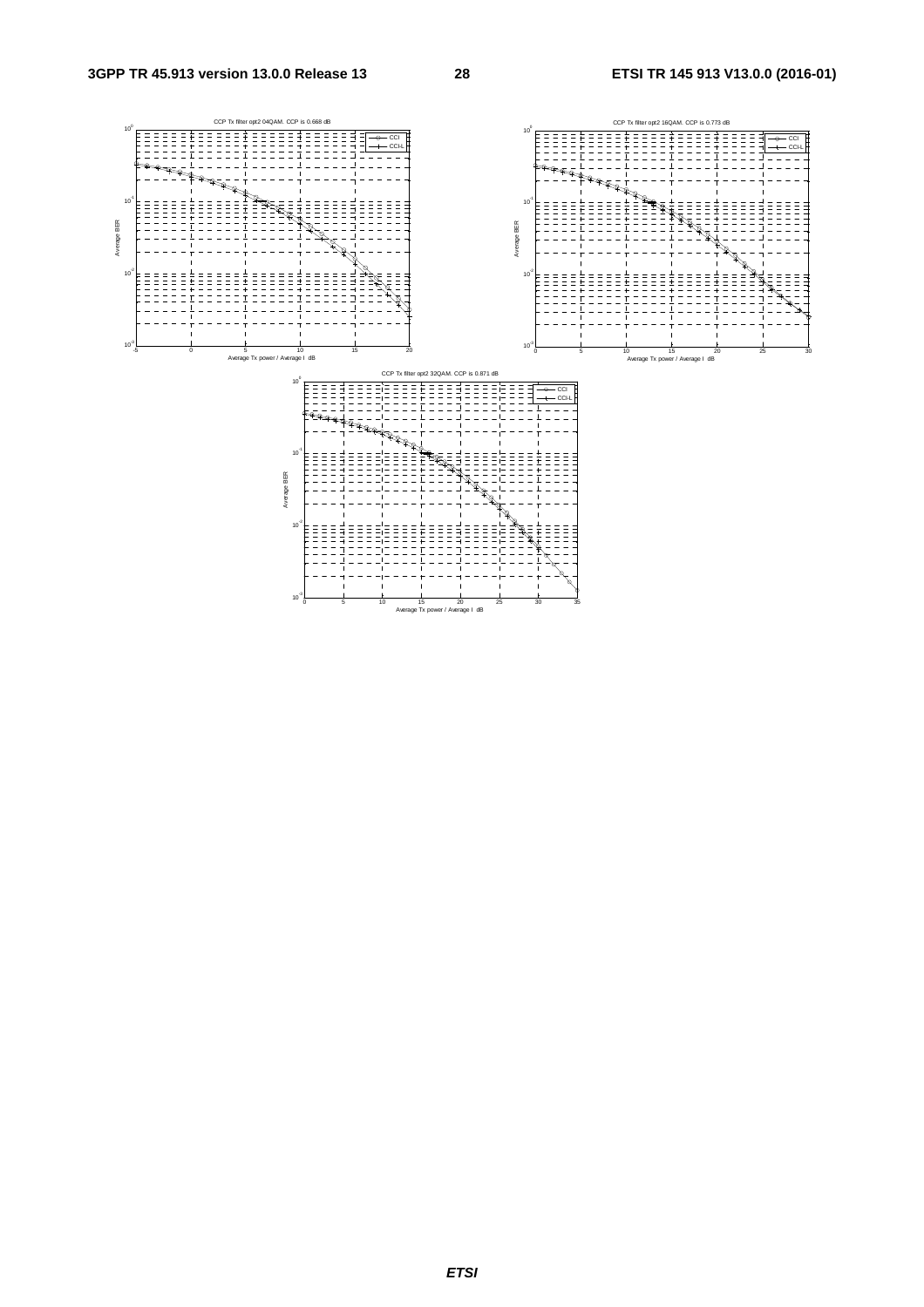CCP Tx filter opt2 04QAM. CCP is 0.668 dB

CCP Tx filter opt2 16QAM. CCP is 0.773 dB

CCP Tx filter opt2 32QAM. CCP is 0.871 dB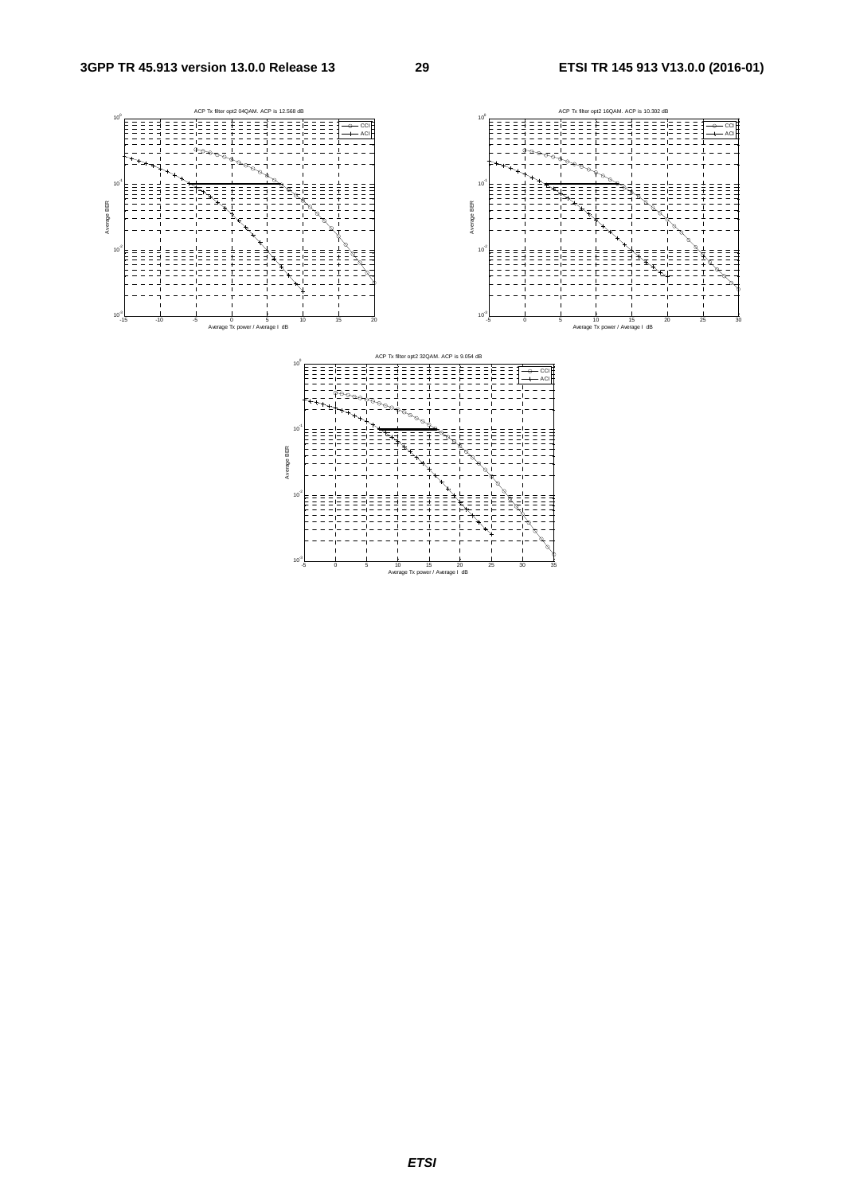ACP Tx filter opt2 04QAM. ACP is 12.568 dB

ACP Tx filter opt2 16QAM. ACP is 10.302 dB

ACP Tx filter opt2 32QAM. ACP is 9.054 dB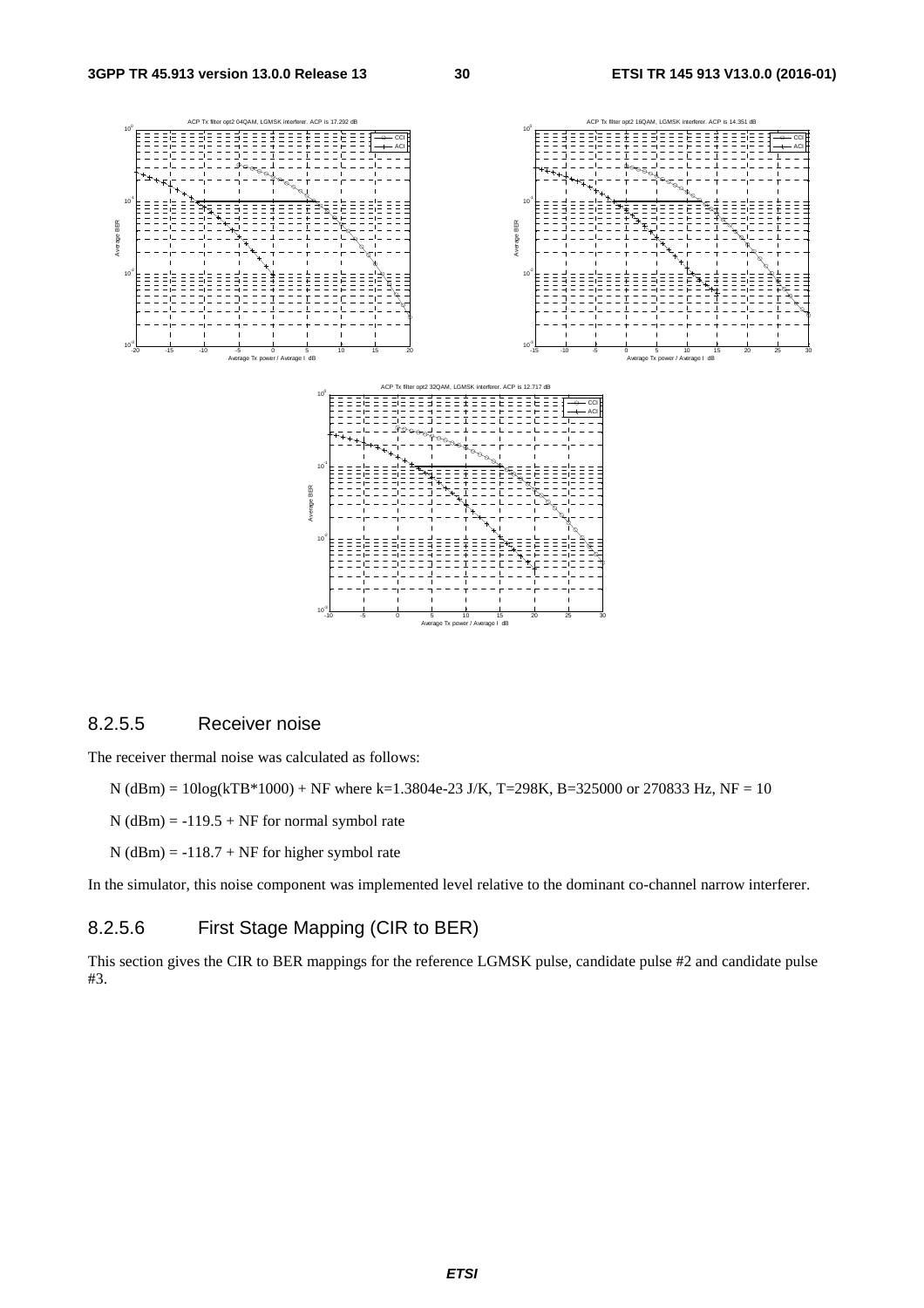## 8.2.5.5 Receiver noise

The receiver thermal noise was calculated as follows:

N (dBm) = 10log(kTB*1000) + NF where k=1.3804e-23 J/K, T=298K, B=325000 or 270833 Hz, NF = 10

N (dBm) = -119.5 + NF for normal symbol rate

N (dBm) = -118.7 + NF for higher symbol rate

In the simulator, this noise component was implemented level relative to the dominant co-channel narrow interferer.

## 8.2.5.6 First Stage Mapping (CIR to BER)

This section gives the CIR to BER mappings for the reference LGMSK pulse, candidate pulse #2 and candidate pulse #3.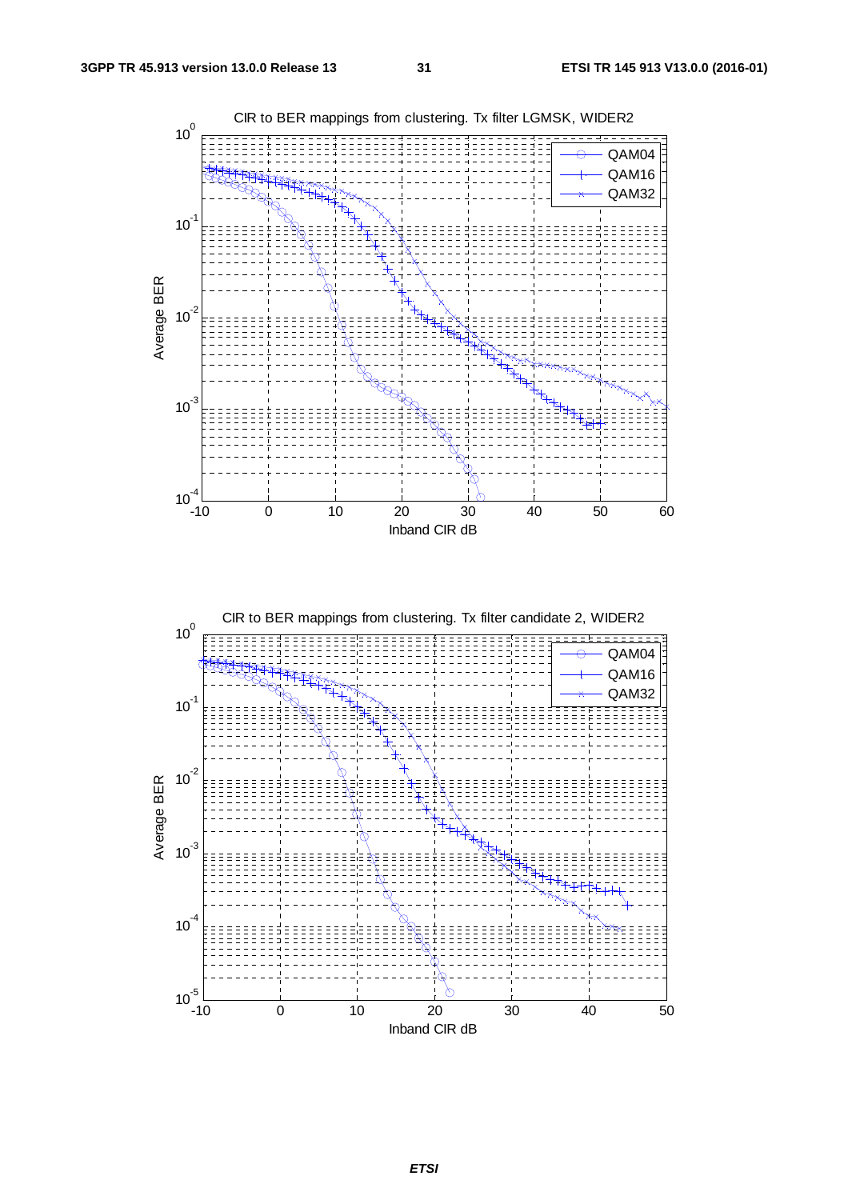CIR to BER mappings from clustering. Tx filter LGMSK, WIDER2

CIR to BER mappings from clustering. Tx filter candidate 2, WIDER2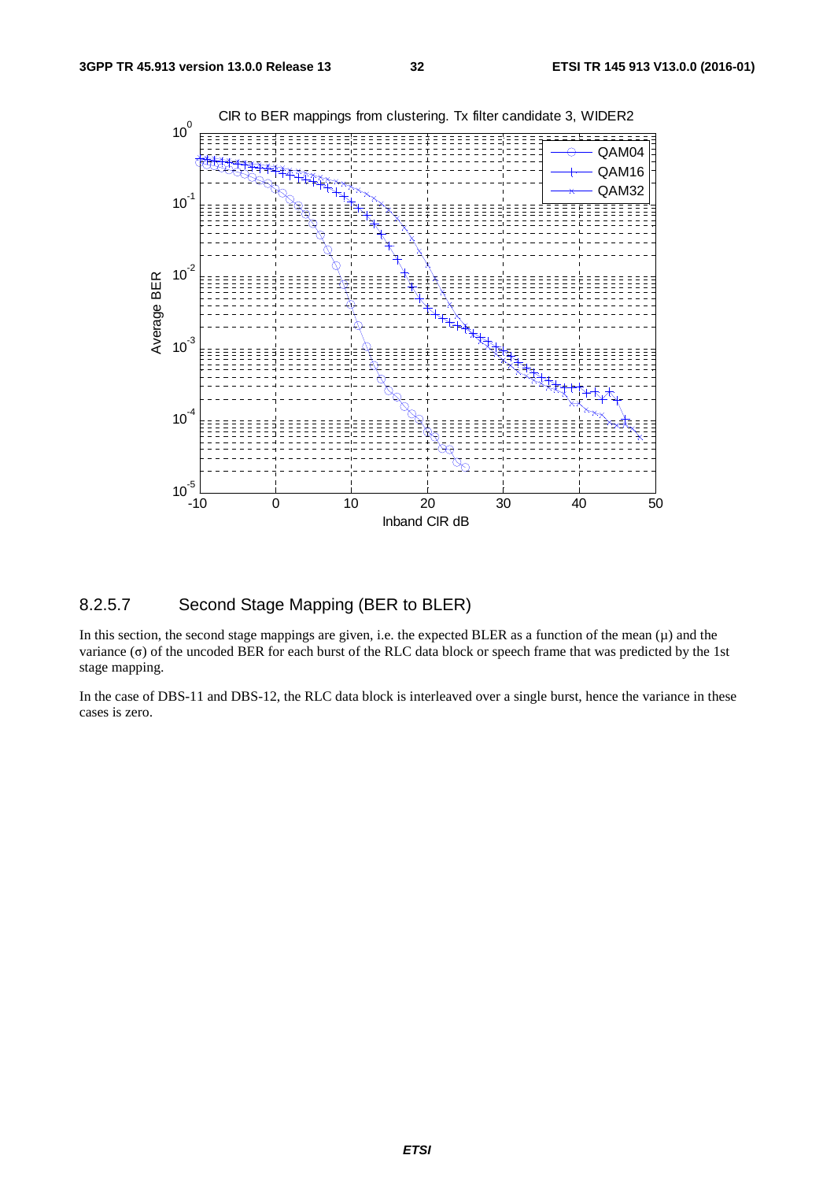### 8.2.5.7 Second Stage Mapping (BER to BLER)

In this section, the second stage mappings are given, i.e. the expected BLER as a function of the mean (μ) and the variance (σ) of the uncoded BER for each burst of the RLC data block or speech frame that was predicted by the 1st stage mapping.

In the case of DBS-11 and DBS-12, the RLC data block is interleaved over a single burst, hence the variance in these cases is zero.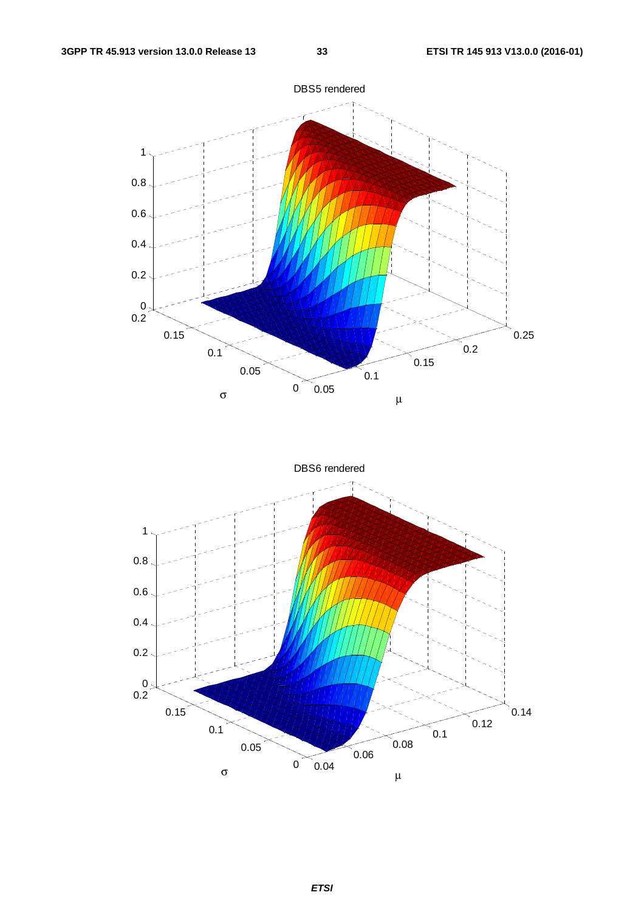DBS5 rendered

DBS6 rendered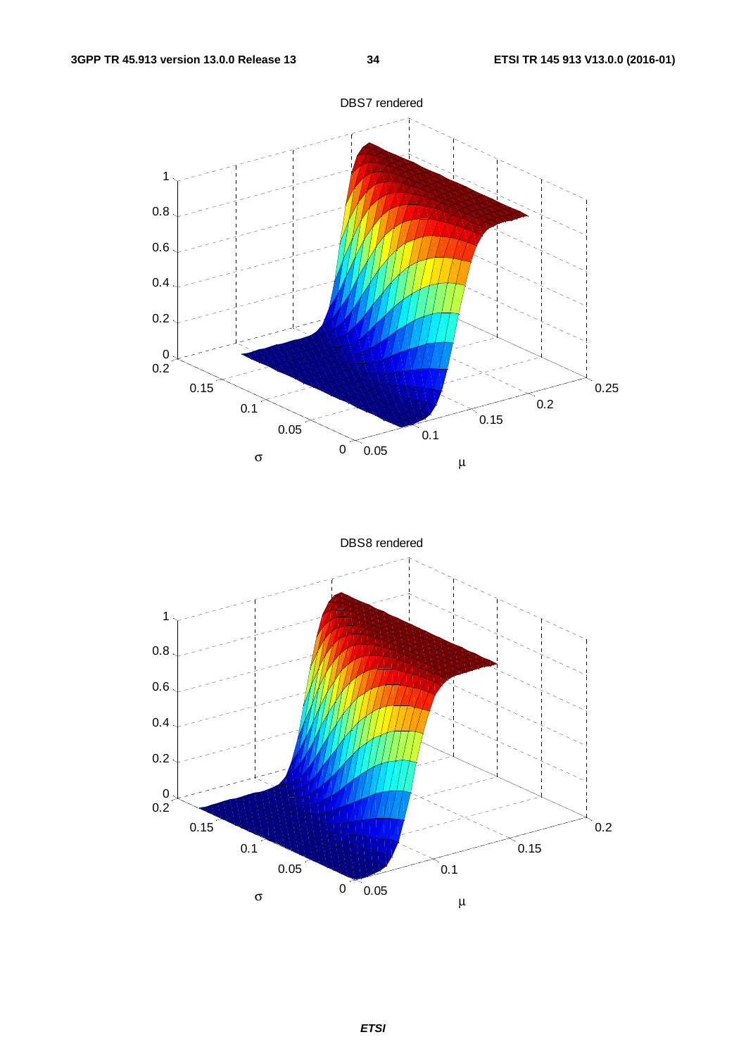DBS7 rendered

DBS8 rendered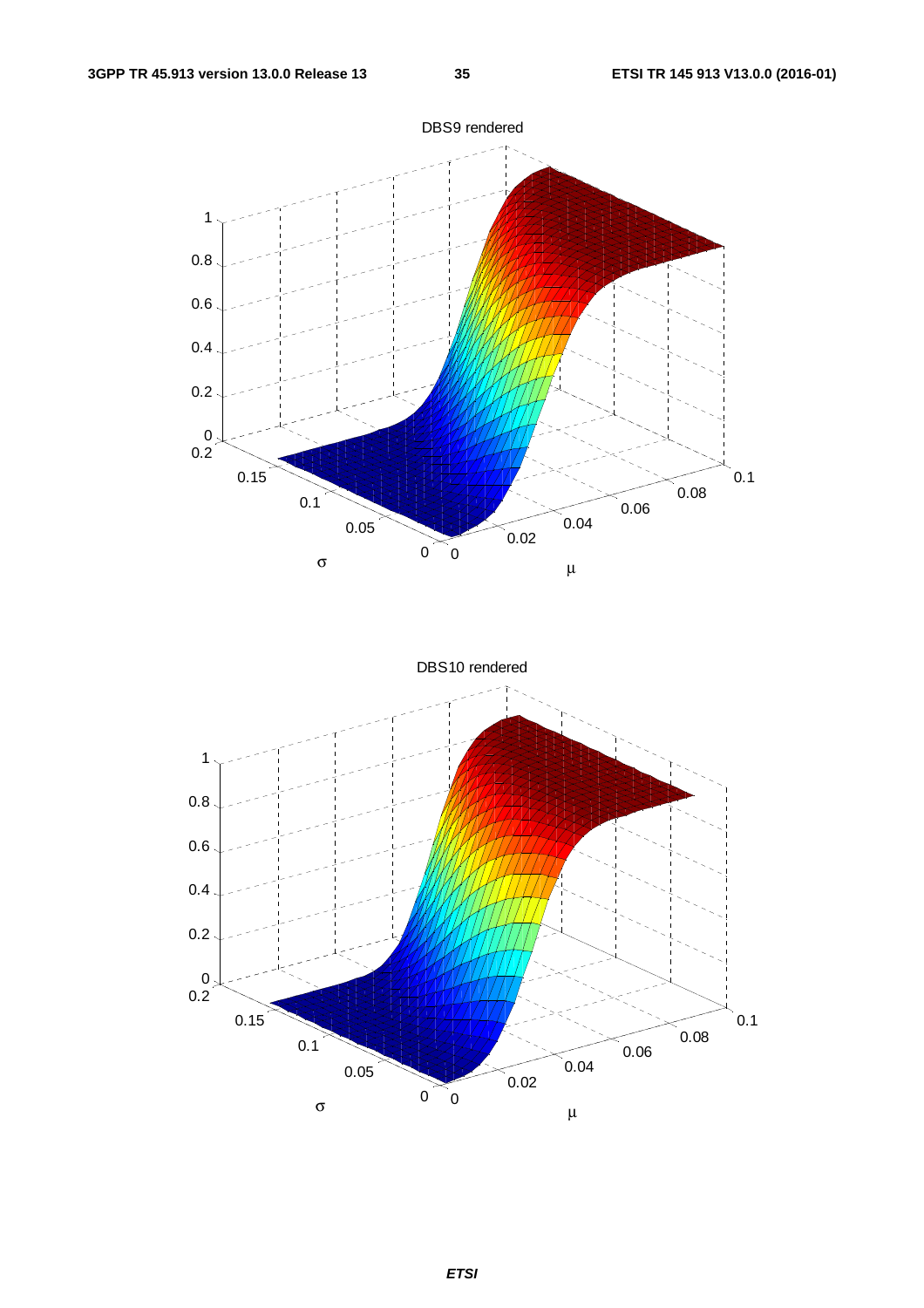DBS9 rendered

DBS10 rendered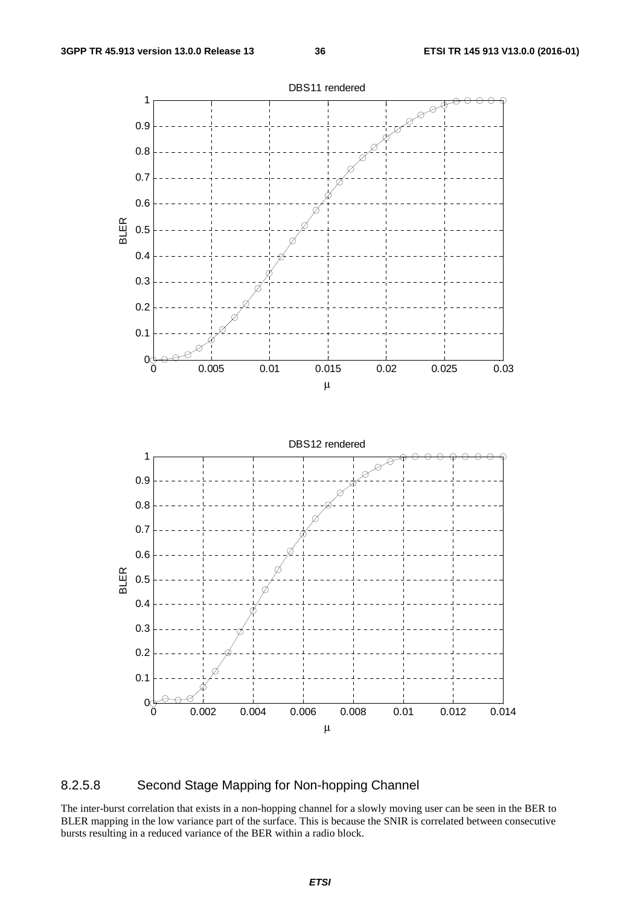### 8.2.5.8 Second Stage Mapping for Non-hopping Channel

The inter-burst correlation that exists in a non-hopping channel for a slowly moving user can be seen in the BER to BLER mapping in the low variance part of the surface. This is because the SNIR is correlated between consecutive bursts resulting in a reduced variance of the BER within a radio block.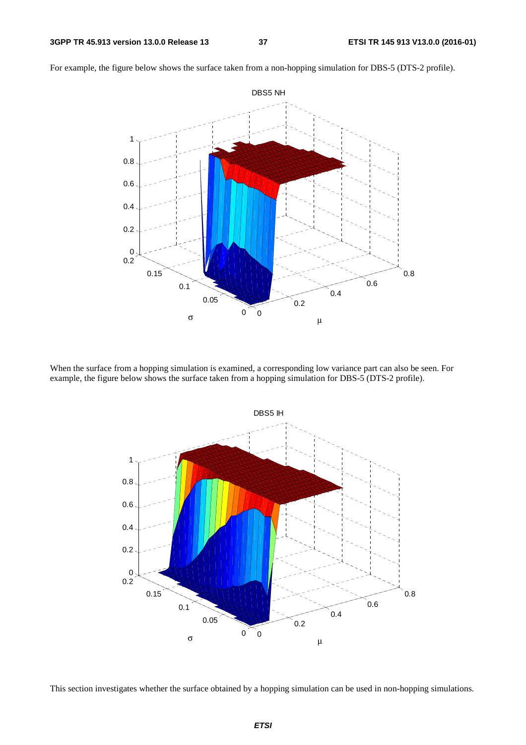For example, the figure below shows the surface taken from a non-hopping simulation for DBS-5 (DTS-2 profile).

When the surface from a hopping simulation is examined, a corresponding low variance part can also be seen. For example, the figure below shows the surface taken from a hopping simulation for DBS-5 (DTS-2 profile).

This section investigates whether the surface obtained by a hopping simulation can be used in non-hopping simulations.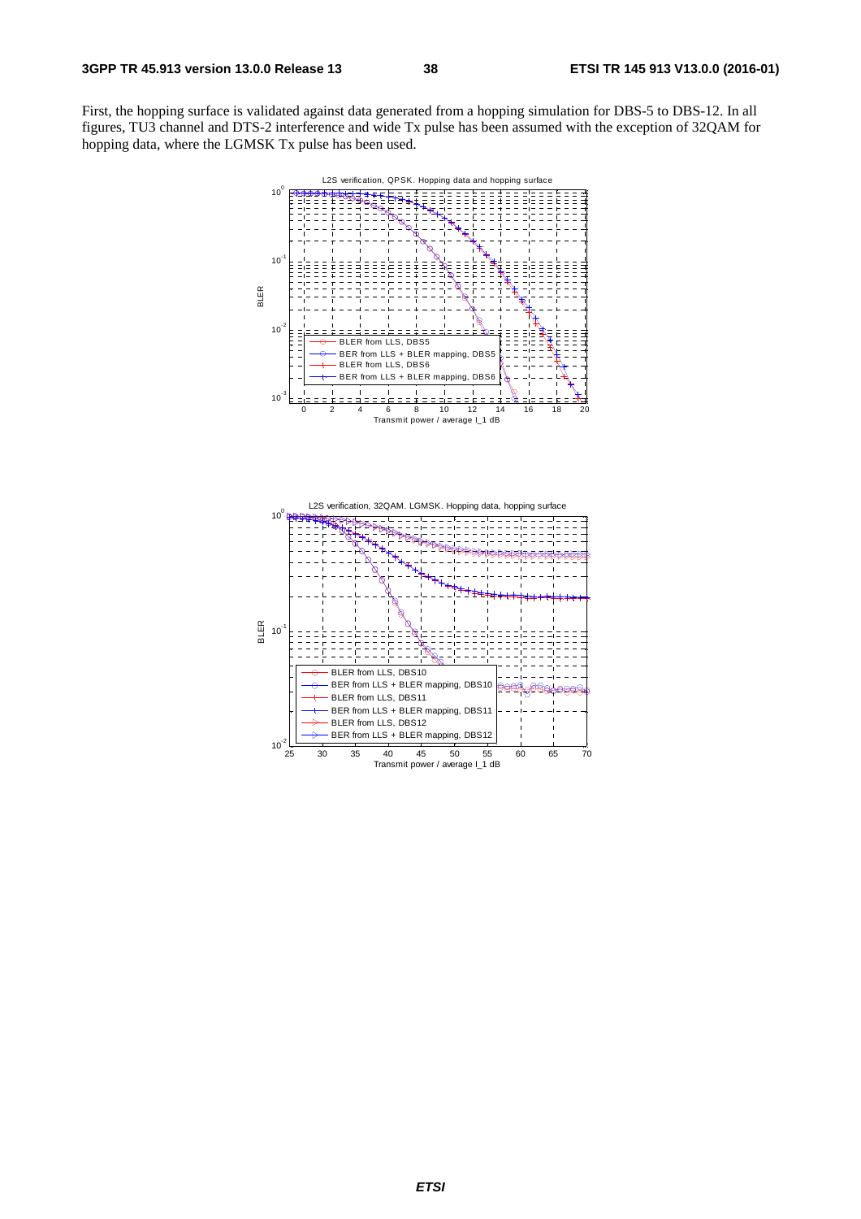First, the hopping surface is validated against data generated from a hopping simulation for DBS-5 to DBS-12. In all figures, TU3 channel and DTS-2 interference and wide Tx pulse has been assumed with the exception of 32QAM for hopping data, where the LGMSK Tx pulse has been used.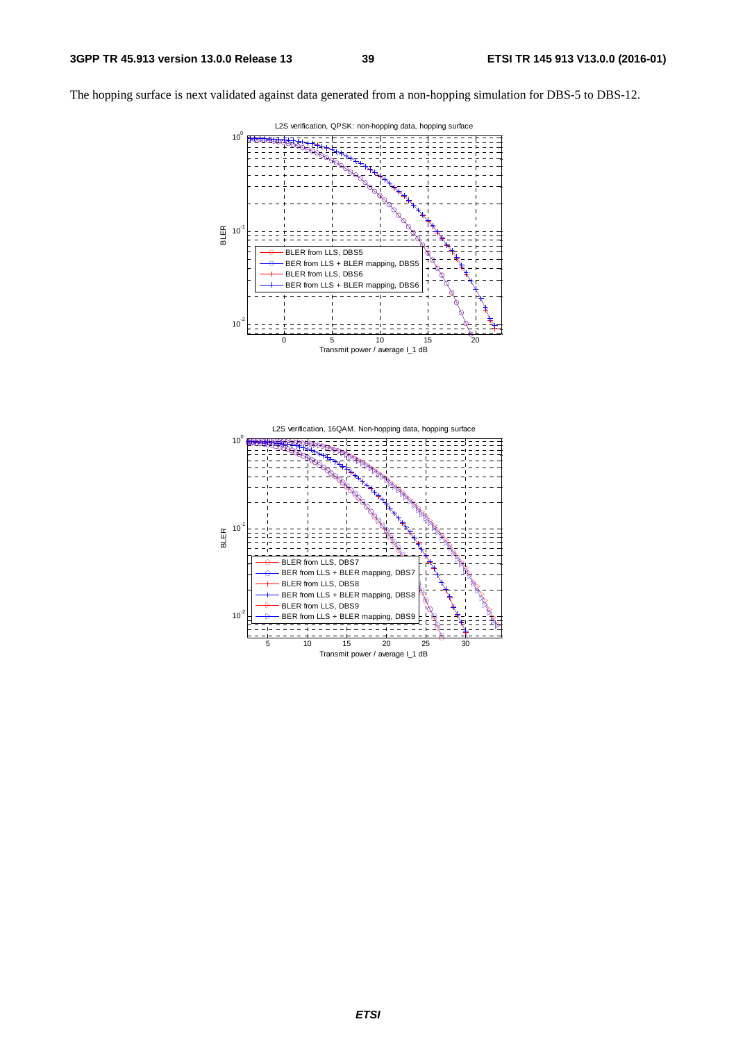The hopping surface is next validated against data generated from a non-hopping simulation for DBS-5 to DBS-12.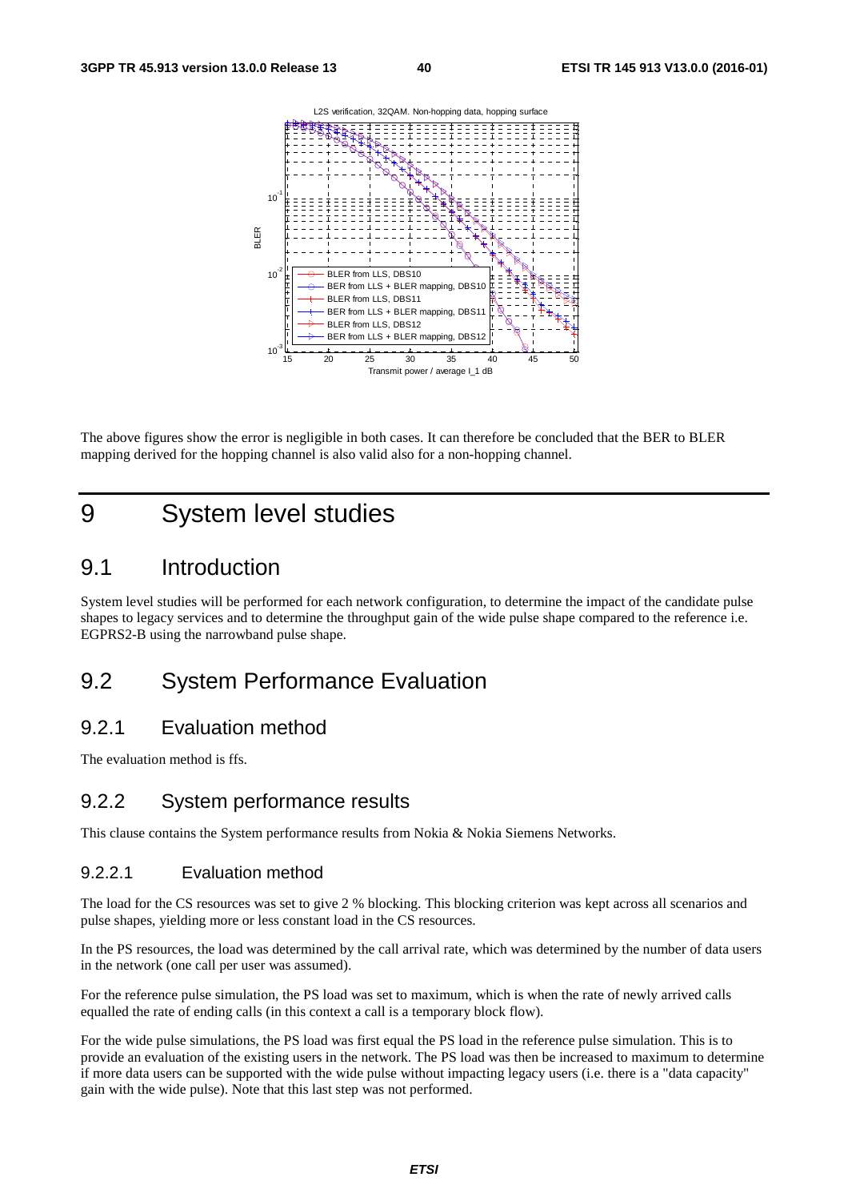The above figures show the error is negligible in both cases. It can therefore be concluded that the BER to BLER mapping derived for the hopping channel is also valid also for a non-hopping channel.

# 9 System level studies

## 9.1 Introduction

System level studies will be performed for each network configuration, to determine the impact of the candidate pulse shapes to legacy services and to determine the throughput gain of the wide pulse shape compared to the reference i.e. EGPRS2-B using the narrowband pulse shape.

## 9.2 System Performance Evaluation

### 9.2.1 Evaluation method

The evaluation method is ffs.

### 9.2.2 System performance results

This clause contains the System performance results from Nokia & Nokia Siemens Networks.

#### 9.2.2.1 Evaluation method

The load for the CS resources was set to give 2 % blocking. This blocking criterion was kept across all scenarios and pulse shapes, yielding more or less constant load in the CS resources.

In the PS resources, the load was determined by the call arrival rate, which was determined by the number of data users in the network (one call per user was assumed).

For the reference pulse simulation, the PS load was set to maximum, which is when the rate of newly arrived calls equalled the rate of ending calls (in this context a call is a temporary block flow).

For the wide pulse simulations, the PS load was first equal the PS load in the reference pulse simulation. This is to provide an evaluation of the existing users in the network. The PS load was then be increased to maximum to determine if more data users can be supported with the wide pulse without impacting legacy users (i.e. there is a "data capacity" gain with the wide pulse). Note that this last step was not performed.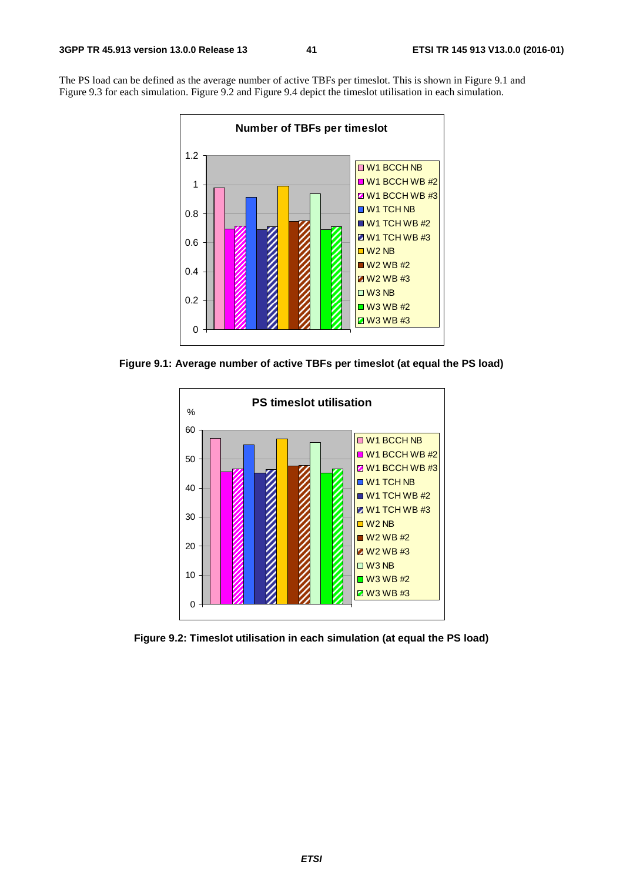The PS load can be defined as the average number of active TBFs per timeslot. This is shown in Figure 9.1 and Figure 9.3 for each simulation. Figure 9.2 and Figure 9.4 depict the timeslot utilisation in each simulation.

**Figure 9.1: Average number of active TBFs per timeslot (at equal the PS load)**

**Figure 9.2: Timeslot utilisation in each simulation (at equal the PS load)**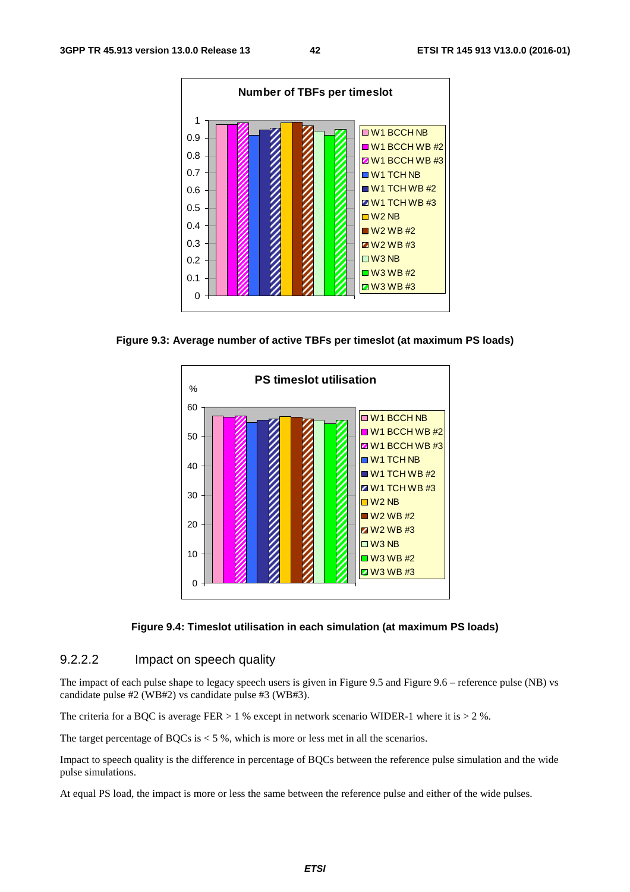Figure 9.3: Average number of active TBFs per timeslot (at maximum PS loads)

Figure 9.4: Timeslot utilisation in each simulation (at maximum PS loads)

#### 9.2.2.2 Impact on speech quality

The impact of each pulse shape to legacy speech users is given in Figure 9.5 and Figure 9.6 – reference pulse (NB) vs candidate pulse #2 (WB#2) vs candidate pulse #3 (WB#3).

The criteria for a BQC is average FER > 1 % except in network scenario WIDER-1 where it is > 2 %.

The target percentage of BQCs is < 5 %, which is more or less met in all the scenarios.

Impact to speech quality is the difference in percentage of BQCs between the reference pulse simulation and the wide pulse simulations.

At equal PS load, the impact is more or less the same between the reference pulse and either of the wide pulses.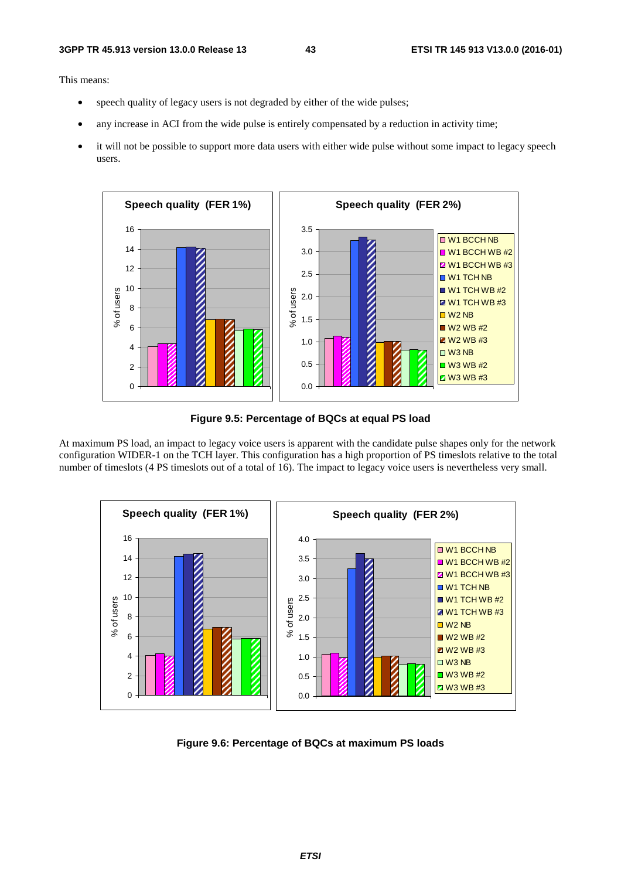This means:

- speech quality of legacy users is not degraded by either of the wide pulses;
- any increase in ACI from the wide pulse is entirely compensated by a reduction in activity time;
- it will not be possible to support more data users with either wide pulse without some impact to legacy speech users.

**Figure 9.5: Percentage of BQCs at equal PS load**

At maximum PS load, an impact to legacy voice users is apparent with the candidate pulse shapes only for the network configuration WIDER-1 on the TCH layer. This configuration has a high proportion of PS timeslots relative to the total number of timeslots (4 PS timeslots out of a total of 16). The impact to legacy voice users is nevertheless very small.

**Figure 9.6: Percentage of BQCs at maximum PS loads**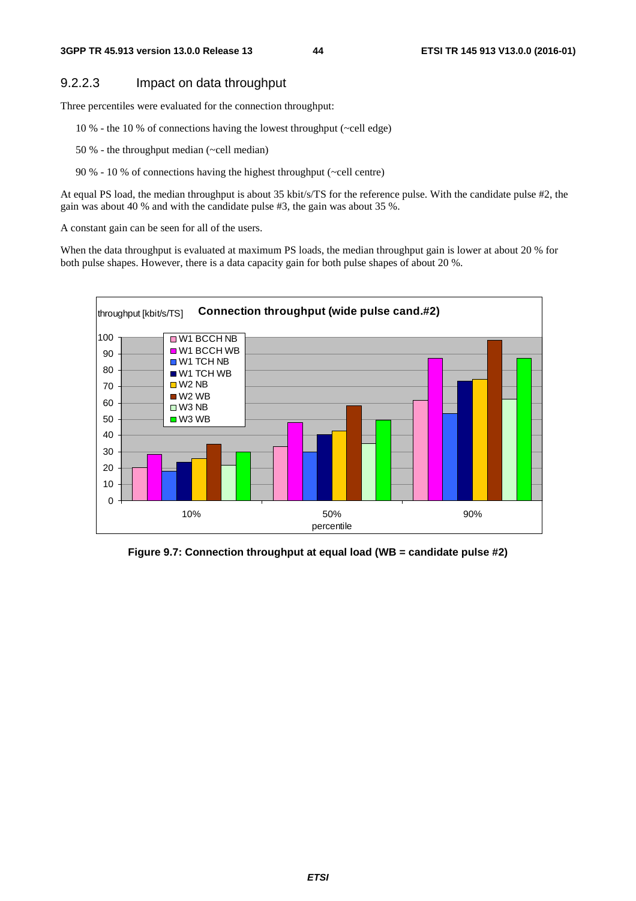### 9.2.2.3 Impact on data throughput

Three percentiles were evaluated for the connection throughput:

10 % - the 10 % of connections having the lowest throughput (~cell edge)

50 % - the throughput median (~cell median)

90 % - 10 % of connections having the highest throughput (~cell centre)

At equal PS load, the median throughput is about 35 kbit/s/TS for the reference pulse. With the candidate pulse #2, the gain was about 40 % and with the candidate pulse #3, the gain was about 35 %.

A constant gain can be seen for all of the users.

When the data throughput is evaluated at maximum PS loads, the median throughput gain is lower at about 20 % for both pulse shapes. However, there is a data capacity gain for both pulse shapes of about 20 %.

**Figure 9.7: Connection throughput at equal load (WB = candidate pulse #2)**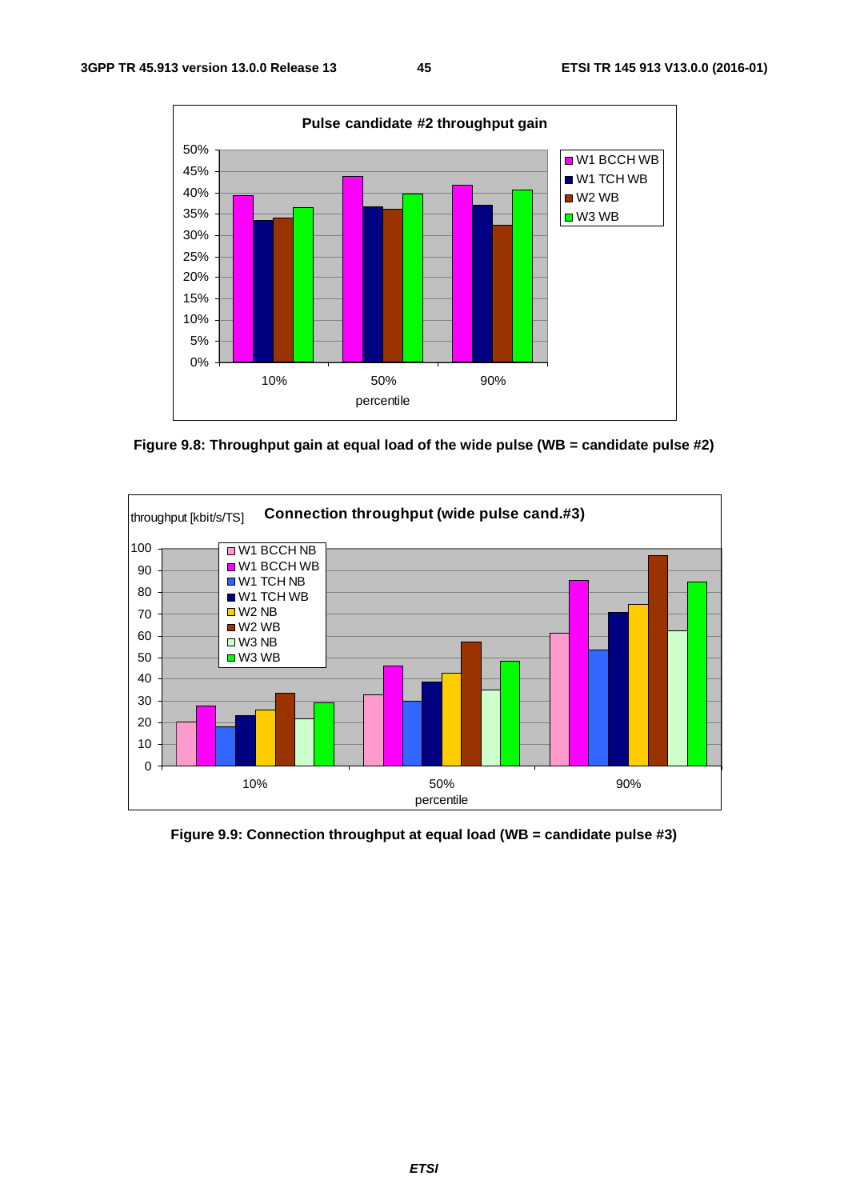Figure 9.8: Throughput gain at equal load of the wide pulse (WB = candidate pulse #2)

Figure 9.9: Connection throughput at equal load (WB = candidate pulse #3)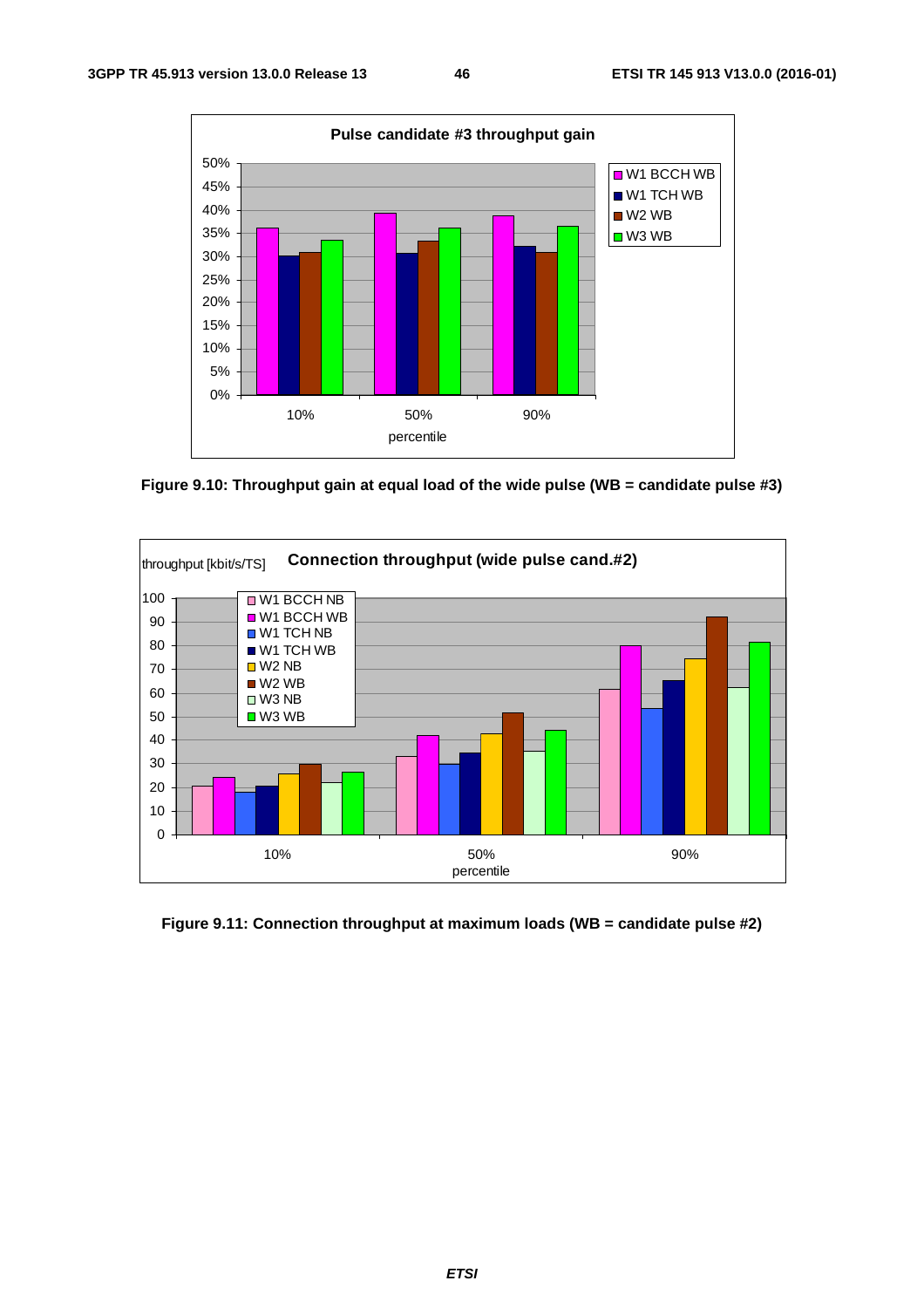Figure 9.10: Throughput gain at equal load of the wide pulse (WB = candidate pulse #3)

Figure 9.11: Connection throughput at maximum loads (WB = candidate pulse #2)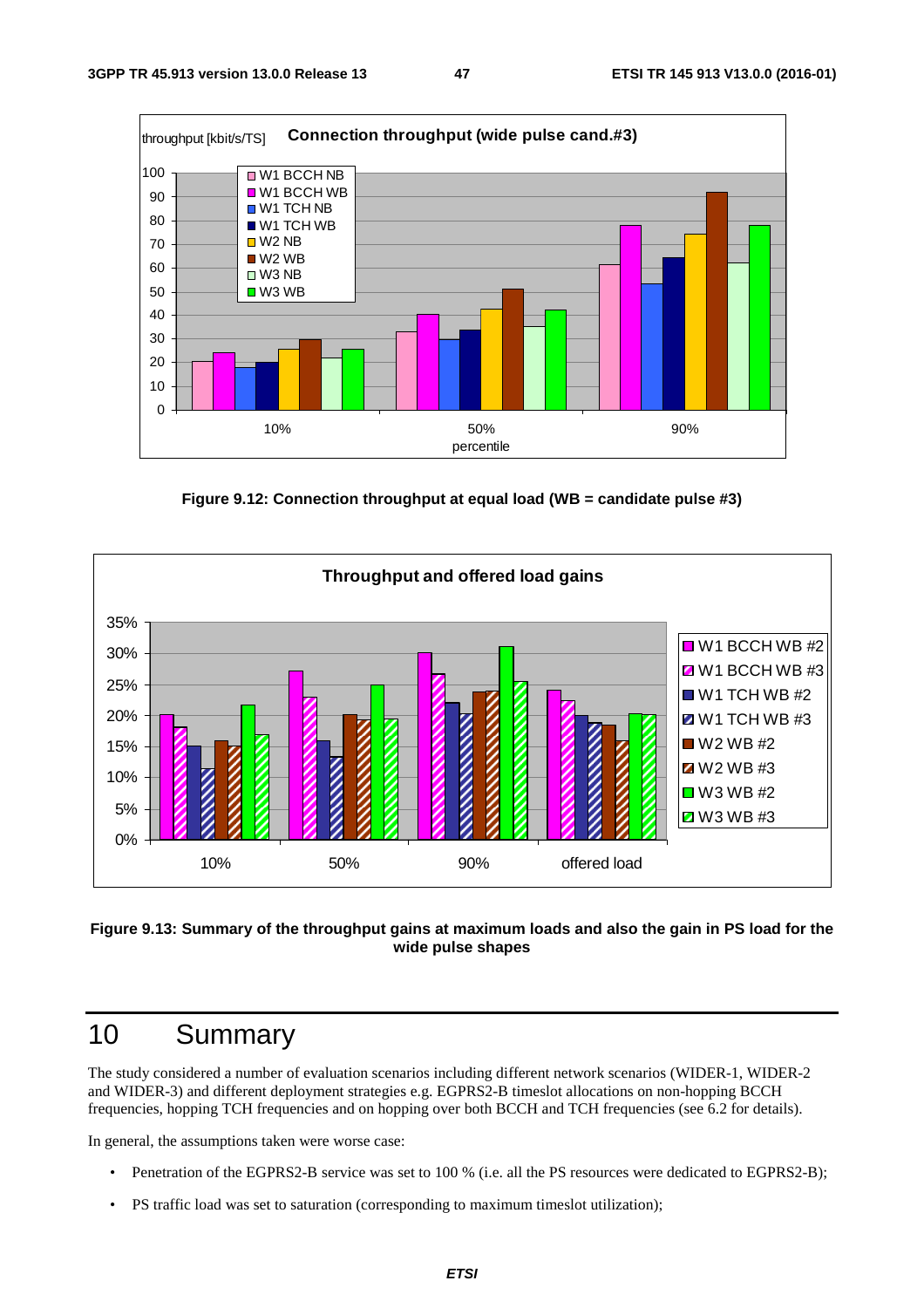**Figure 9.12: Connection throughput at equal load (WB = candidate pulse #3)**

**Figure 9.13: Summary of the throughput gains at maximum loads and also the gain in PS load for the wide pulse shapes**

# 10 Summary

The study considered a number of evaluation scenarios including different network scenarios (WIDER-1, WIDER-2 and WIDER-3) and different deployment strategies e.g. EGPRS2-B timeslot allocations on non-hopping BCCH frequencies, hopping TCH frequencies and on hopping over both BCCH and TCH frequencies (see 6.2 for details).

In general, the assumptions taken were worse case:

- Penetration of the EGPRS2-B service was set to 100 % (i.e. all the PS resources were dedicated to EGPRS2-B);
- PS traffic load was set to saturation (corresponding to maximum timeslot utilization);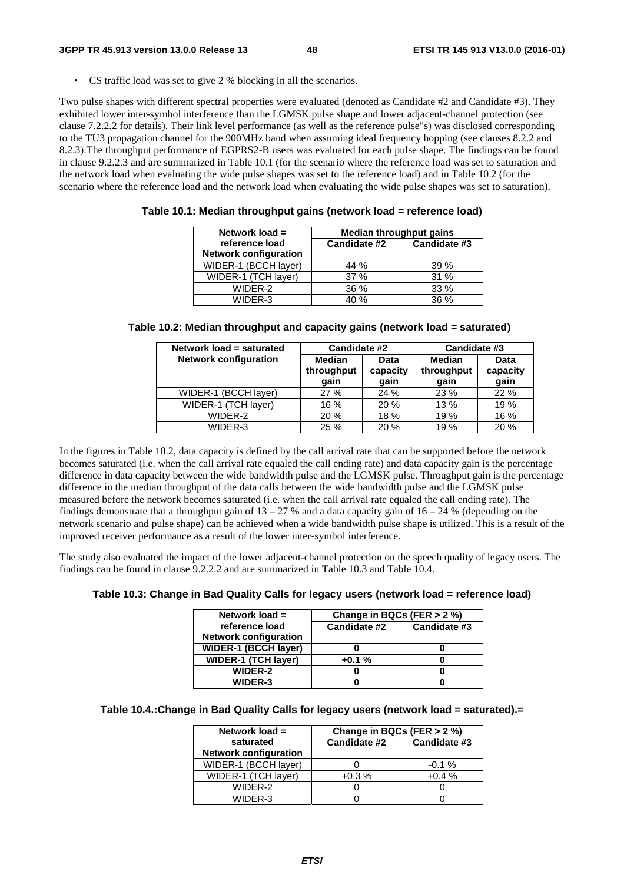- CS traffic load was set to give 2 % blocking in all the scenarios.

Two pulse shapes with different spectral properties were evaluated (denoted as Candidate #2 and Candidate #3). They exhibited lower inter-symbol interference than the LGMSK pulse shape and lower adjacent-channel protection (see clause 7.2.2.2 for details). Their link level performance (as well as the reference pulse"s) was disclosed corresponding to the TU3 propagation channel for the 900MHz band when assuming ideal frequency hopping (see clauses 8.2.2 and 8.2.3).The throughput performance of EGPRS2-B users was evaluated for each pulse shape. The findings can be found in clause 9.2.2.3 and are summarized in Table 10.1 (for the scenario where the reference load was set to saturation and the network load when evaluating the wide pulse shapes was set to the reference load) and in Table 10.2 (for the scenario where the reference load and the network load when evaluating the wide pulse shapes was set to saturation).

**Table 10.1: Median throughput gains (network load = reference load)**

| Network load = reference load<br>Network configuration | Median throughput gains | |
|---|---|---|
| | Candidate #2 | Candidate #3 |
| WIDER-1 (BCCH layer) | 44 % | 39 % |
| WIDER-1 (TCH layer) | 37 % | 31 % |
| WIDER-2 | 36 % | 33 % |
| WIDER-3 | 40 % | 36 % |

**Table 10.2: Median throughput and capacity gains (network load = saturated)**

| Network load = saturated<br>Network configuration | Candidate #2 | | Candidate #3 | |
|---|---|---|---|---|
| | Median throughput gain | Data capacity gain | Median throughput gain | Data capacity gain |
| WIDER-1 (BCCH layer) | 27 % | 24 % | 23 % | 22 % |
| WIDER-1 (TCH layer) | 16 % | 20 % | 13 % | 19 % |
| WIDER-2 | 20 % | 18 % | 19 % | 16 % |
| WIDER-3 | 25 % | 20 % | 19 % | 20 % |

In the figures in Table 10.2, data capacity is defined by the call arrival rate that can be supported before the network becomes saturated (i.e. when the call arrival rate equaled the call ending rate) and data capacity gain is the percentage difference in data capacity between the wide bandwidth pulse and the LGMSK pulse. Throughput gain is the percentage difference in the median throughput of the data calls between the wide bandwidth pulse and the LGMSK pulse measured before the network becomes saturated (i.e. when the call arrival rate equaled the call ending rate). The findings demonstrate that a throughput gain of 13 – 27 % and a data capacity gain of 16 – 24 % (depending on the network scenario and pulse shape) can be achieved when a wide bandwidth pulse shape is utilized. This is a result of the improved receiver performance as a result of the lower inter-symbol interference.

The study also evaluated the impact of the lower adjacent-channel protection on the speech quality of legacy users. The findings can be found in clause 9.2.2.2 and are summarized in Table 10.3 and Table 10.4.

**Table 10.3: Change in Bad Quality Calls for legacy users (network load = reference load)**

| Network load = reference load<br>Network configuration | Change in BQCs (FER > 2 %) | |
|---|---|---|
| | Candidate #2 | Candidate #3 |
| **WIDER-1 (BCCH layer)** | **0** | **0** |
| **WIDER-1 (TCH layer)** | **+0.1 %** | **0** |
| **WIDER-2** | **0** | **0** |
| **WIDER-3** | **0** | **0** |

**Table 10.4.:Change in Bad Quality Calls for legacy users (network load = saturated).=**

| Network load = saturated<br>Network configuration | Change in BQCs (FER > 2 %) | |
|---|---|---|
| | Candidate #2 | Candidate #3 |
| WIDER-1 (BCCH layer) | 0 | -0.1 % |
| WIDER-1 (TCH layer) | +0.3 % | +0.4 % |
| WIDER-2 | 0 | 0 |
| WIDER-3 | 0 | 0 |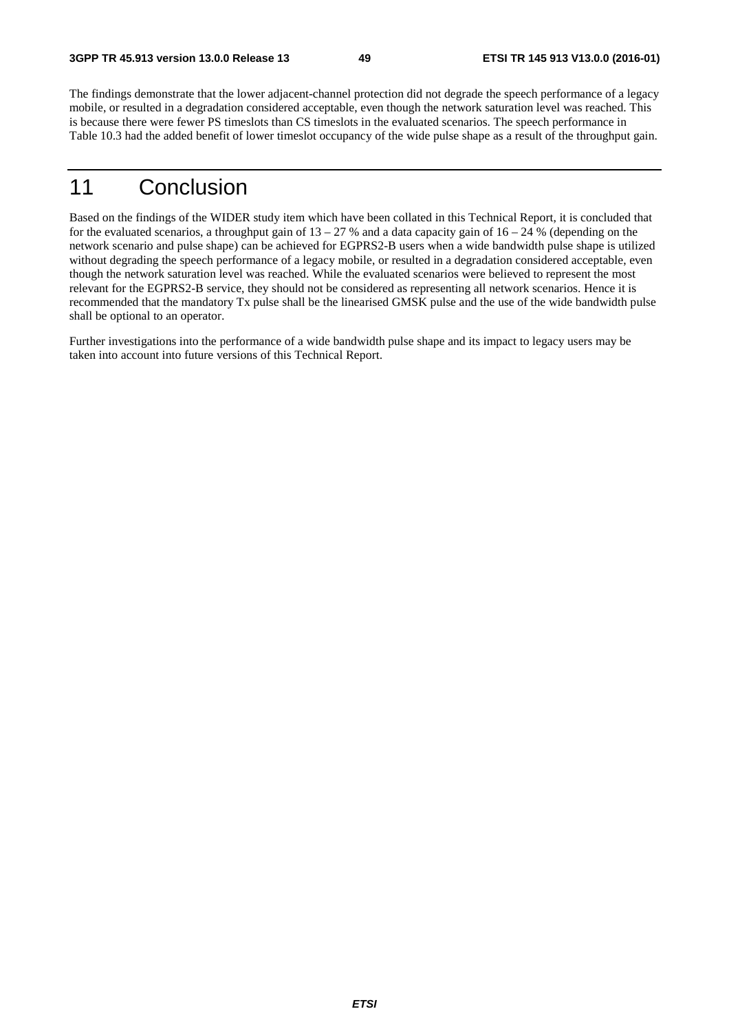The findings demonstrate that the lower adjacent-channel protection did not degrade the speech performance of a legacy mobile, or resulted in a degradation considered acceptable, even though the network saturation level was reached. This is because there were fewer PS timeslots than CS timeslots in the evaluated scenarios. The speech performance in Table 10.3 had the added benefit of lower timeslot occupancy of the wide pulse shape as a result of the throughput gain.

# 11 Conclusion

Based on the findings of the WIDER study item which have been collated in this Technical Report, it is concluded that for the evaluated scenarios, a throughput gain of 13 – 27 % and a data capacity gain of 16 – 24 % (depending on the network scenario and pulse shape) can be achieved for EGPRS2-B users when a wide bandwidth pulse shape is utilized without degrading the speech performance of a legacy mobile, or resulted in a degradation considered acceptable, even though the network saturation level was reached. While the evaluated scenarios were believed to represent the most relevant for the EGPRS2-B service, they should not be considered as representing all network scenarios. Hence it is recommended that the mandatory Tx pulse shall be the linearised GMSK pulse and the use of the wide bandwidth pulse shall be optional to an operator.

Further investigations into the performance of a wide bandwidth pulse shape and its impact to legacy users may be taken into account into future versions of this Technical Report.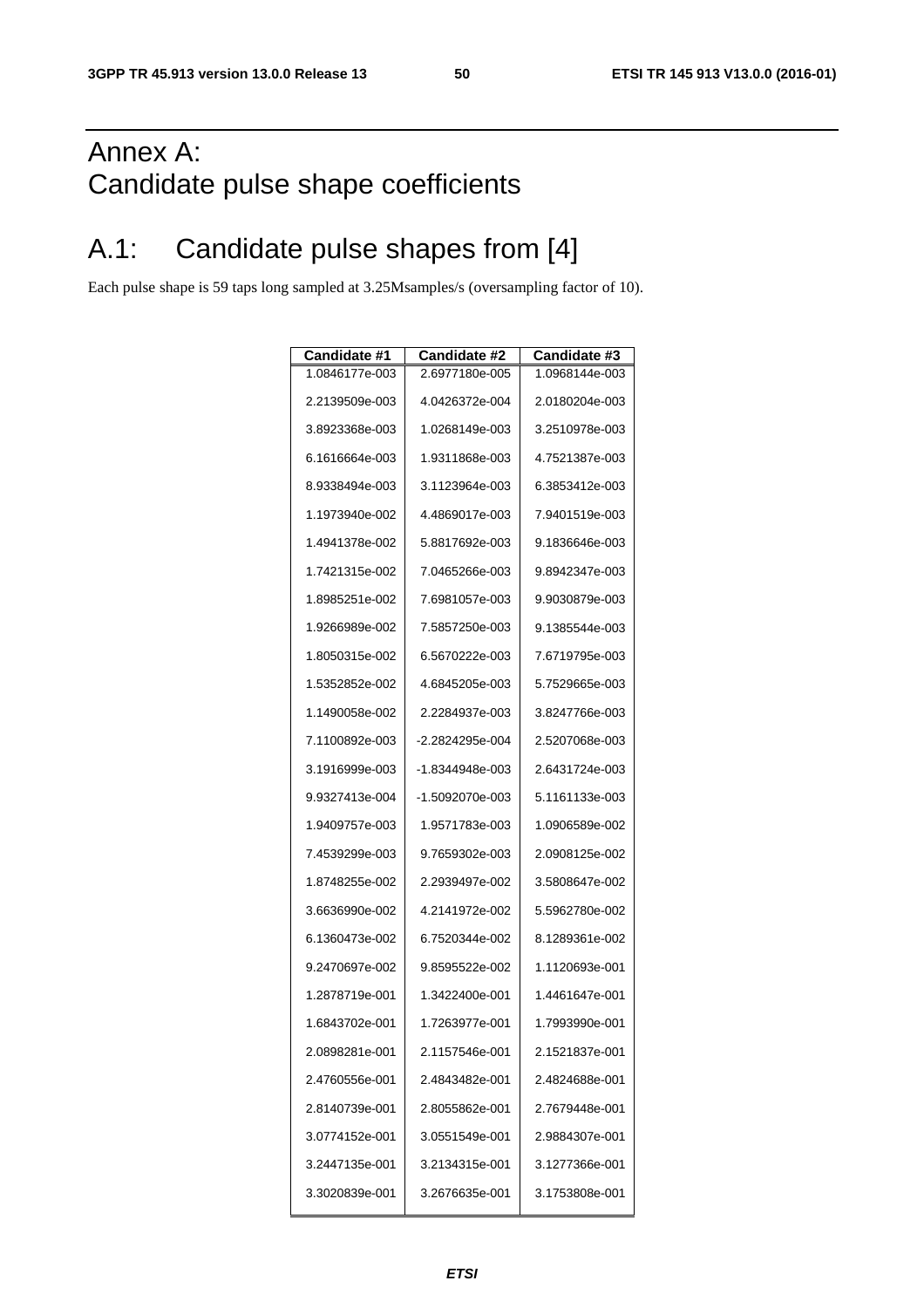# Annex A: Candidate pulse shape coefficients

# A.1: Candidate pulse shapes from [4]

Each pulse shape is 59 taps long sampled at 3.25Msamples/s (oversampling factor of 10).

| Candidate #1 | Candidate #2 | Candidate #3 |
|---|---|---|
| 1.0846177e-003 | 2.6977180e-005 | 1.0968144e-003 |
| 2.2139509e-003 | 4.0426372e-004 | 2.0180204e-003 |
| 3.8923368e-003 | 1.0268149e-003 | 3.2510978e-003 |
| 6.1616664e-003 | 1.9311868e-003 | 4.7521387e-003 |
| 8.9338494e-003 | 3.1123964e-003 | 6.3853412e-003 |
| 1.1973940e-002 | 4.4869017e-003 | 7.9401519e-003 |
| 1.4941378e-002 | 5.8817692e-003 | 9.1836646e-003 |
| 1.7421315e-002 | 7.0465266e-003 | 9.8942347e-003 |
| 1.8985251e-002 | 7.6981057e-003 | 9.9030879e-003 |
| 1.9266989e-002 | 7.5857250e-003 | 9.1385544e-003 |
| 1.8050315e-002 | 6.5670222e-003 | 7.6719795e-003 |
| 1.5352852e-002 | 4.6845205e-003 | 5.7529665e-003 |
| 1.1490058e-002 | 2.2284937e-003 | 3.8247766e-003 |
| 7.1100892e-003 | -2.2824295e-004 | 2.5207068e-003 |
| 3.1916999e-003 | -1.8344948e-003 | 2.6431724e-003 |
| 9.9327413e-004 | -1.5092070e-003 | 5.1161133e-003 |
| 1.9409757e-003 | 1.9571783e-003 | 1.0906589e-002 |
| 7.4539299e-003 | 9.7659302e-003 | 2.0908125e-002 |
| 1.8748255e-002 | 2.2939497e-002 | 3.5808647e-002 |
| 3.6636990e-002 | 4.2141972e-002 | 5.5962780e-002 |
| 6.1360473e-002 | 6.7520344e-002 | 8.1289361e-002 |
| 9.2470697e-002 | 9.8595522e-002 | 1.1120693e-001 |
| 1.2878719e-001 | 1.3422400e-001 | 1.4461647e-001 |
| 1.6843702e-001 | 1.7263977e-001 | 1.7993990e-001 |
| 2.0898281e-001 | 2.1157546e-001 | 2.1521837e-001 |
| 2.4760556e-001 | 2.4843482e-001 | 2.4824688e-001 |
| 2.8140739e-001 | 2.8055862e-001 | 2.7679448e-001 |
| 3.0774152e-001 | 3.0551549e-001 | 2.9884307e-001 |
| 3.2447135e-001 | 3.2134315e-001 | 3.1277366e-001 |
| 3.3020839e-001 | 3.2676635e-001 | 3.1753808e-001 |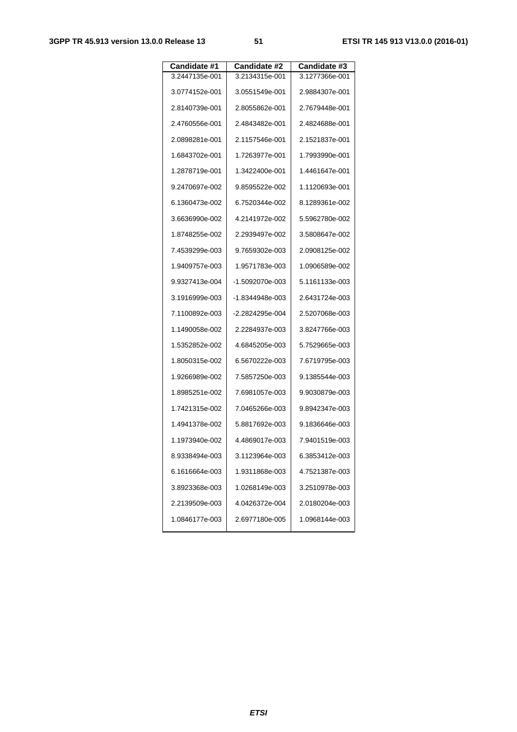| Candidate #1 | Candidate #2 | Candidate #3 |
|---|---|---|
| 3.2447135e-001 | 3.2134315e-001 | 3.1277366e-001 |
| 3.0774152e-001 | 3.0551549e-001 | 2.9884307e-001 |
| 2.8140739e-001 | 2.8055862e-001 | 2.7679448e-001 |
| 2.4760556e-001 | 2.4843482e-001 | 2.4824688e-001 |
| 2.0898281e-001 | 2.1157546e-001 | 2.1521837e-001 |
| 1.6843702e-001 | 1.7263977e-001 | 1.7993990e-001 |
| 1.2878719e-001 | 1.3422400e-001 | 1.4461647e-001 |
| 9.2470697e-002 | 9.8595522e-002 | 1.1120693e-001 |
| 6.1360473e-002 | 6.7520344e-002 | 8.1289361e-002 |
| 3.6636990e-002 | 4.2141972e-002 | 5.5962780e-002 |
| 1.8748255e-002 | 2.2939497e-002 | 3.5808647e-002 |
| 7.4539299e-003 | 9.7659302e-003 | 2.0908125e-002 |
| 1.9409757e-003 | 1.9571783e-003 | 1.0906589e-002 |
| 9.9327413e-004 | -1.5092070e-003 | 5.1161133e-003 |
| 3.1916999e-003 | -1.8344948e-003 | 2.6431724e-003 |
| 7.1100892e-003 | -2.2824295e-004 | 2.5207068e-003 |
| 1.1490058e-002 | 2.2284937e-003 | 3.8247766e-003 |
| 1.5352852e-002 | 4.6845205e-003 | 5.7529665e-003 |
| 1.8050315e-002 | 6.5670222e-003 | 7.6719795e-003 |
| 1.9266989e-002 | 7.5857250e-003 | 9.1385544e-003 |
| 1.8985251e-002 | 7.6981057e-003 | 9.9030879e-003 |
| 1.7421315e-002 | 7.0465266e-003 | 9.8942347e-003 |
| 1.4941378e-002 | 5.8817692e-003 | 9.1836646e-003 |
| 1.1973940e-002 | 4.4869017e-003 | 7.9401519e-003 |
| 8.9338494e-003 | 3.1123964e-003 | 6.3853412e-003 |
| 6.1616664e-003 | 1.9311868e-003 | 4.7521387e-003 |
| 3.8923368e-003 | 1.0268149e-003 | 3.2510978e-003 |
| 2.2139509e-003 | 4.0426372e-004 | 2.0180204e-003 |
| 1.0846177e-003 | 2.6977180e-005 | 1.0968144e-003 |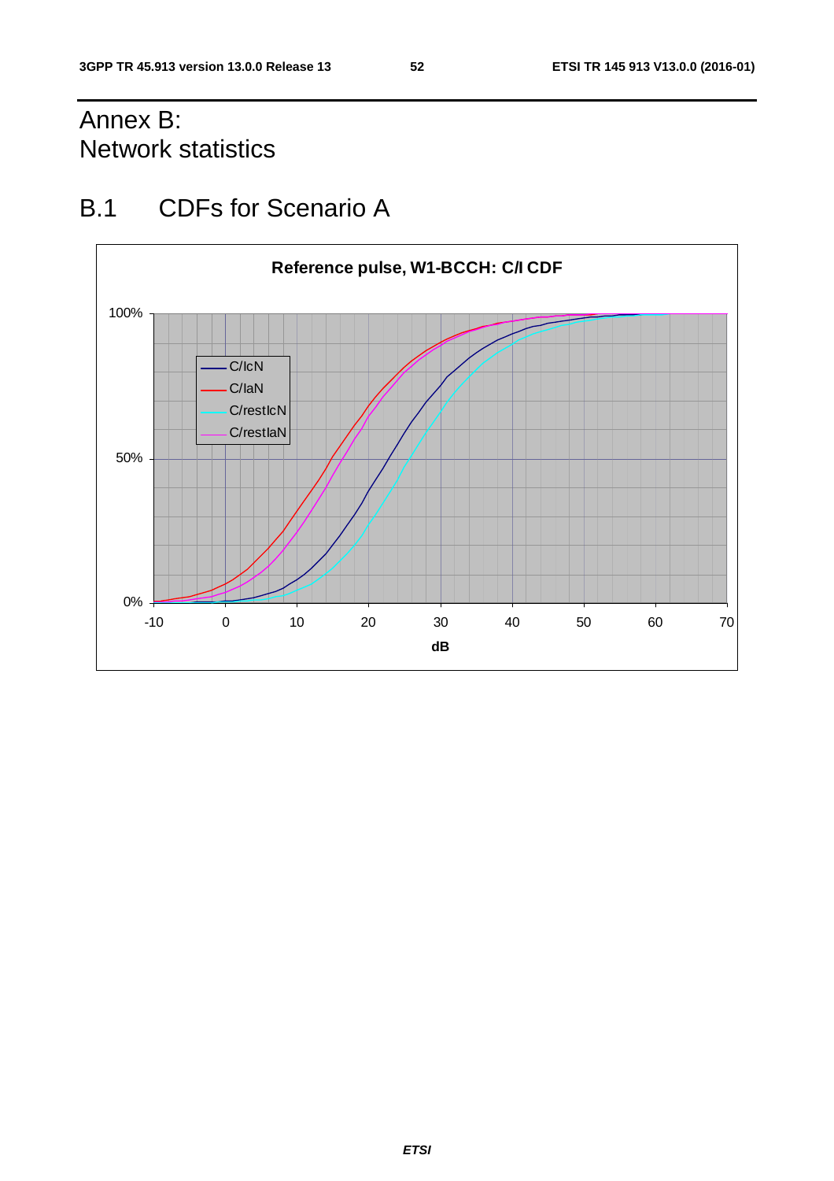# Annex B: Network statistics

## B.1 CDFs for Scenario A

**Reference pulse, W1-BCCH: C/I CDF**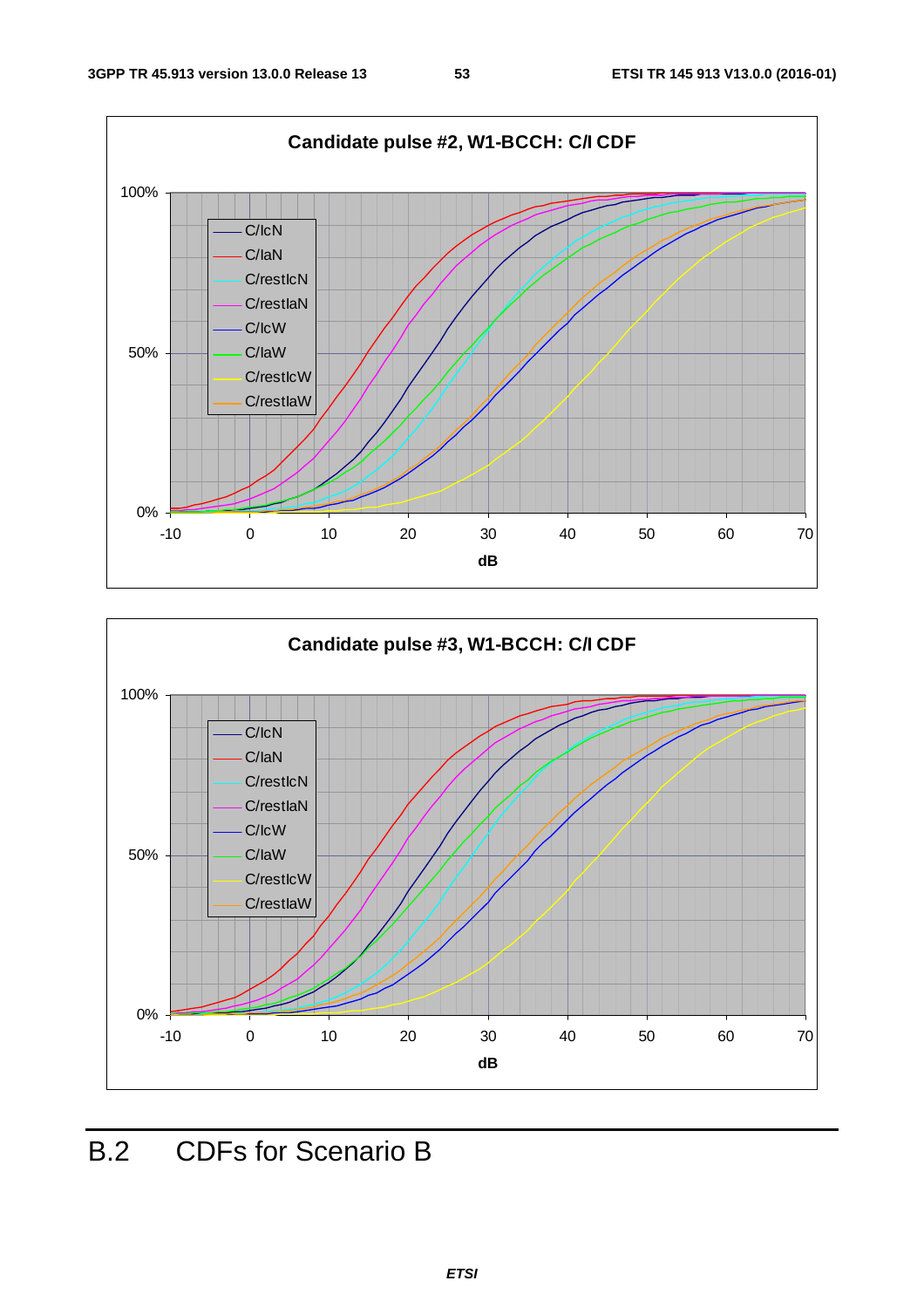## B.2 CDFs for Scenario B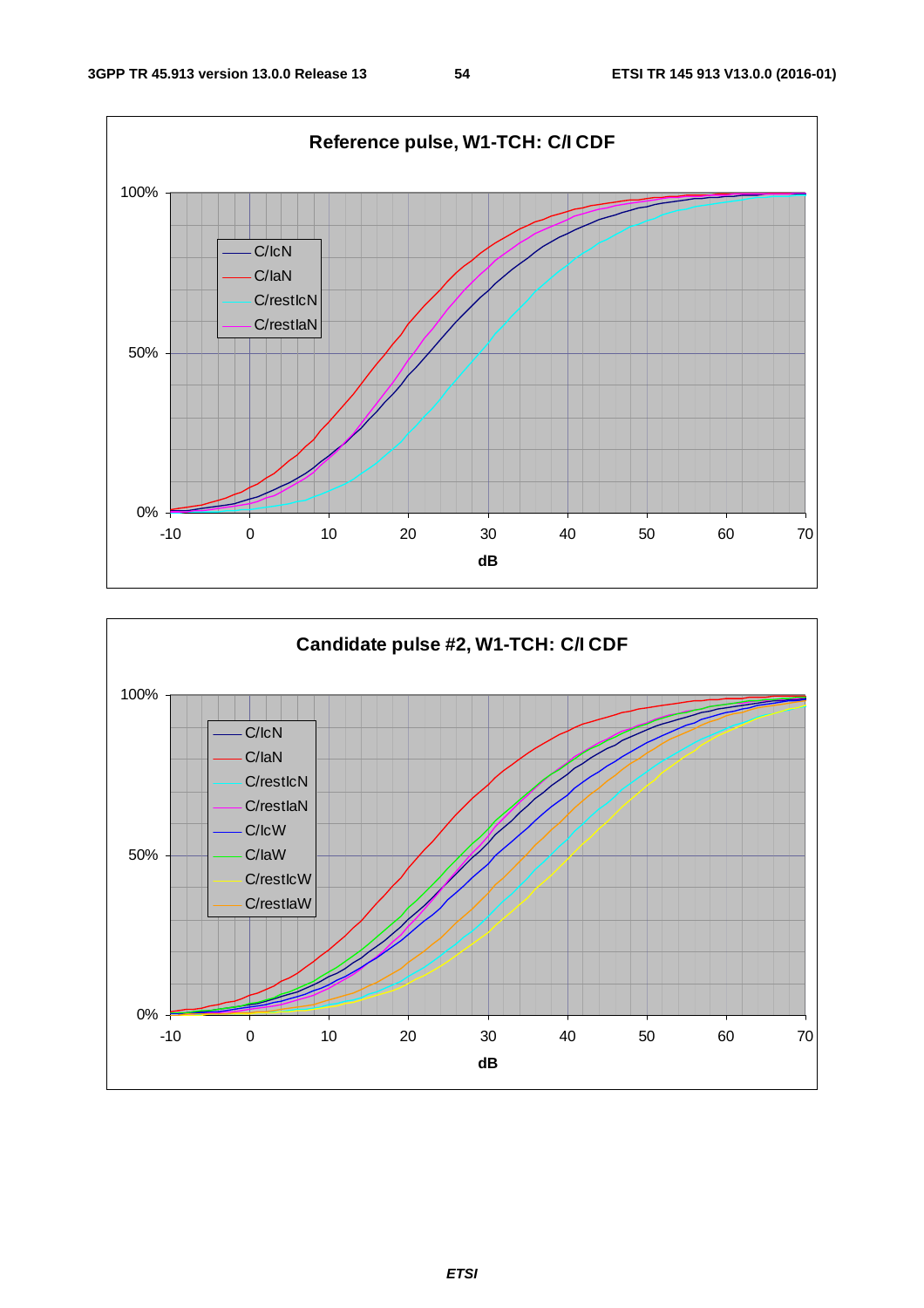**Reference pulse, W1-TCH: C/I CDF**

Legend: C/IcN, C/IaN, C/restIcN, C/restIaN

Y-axis: 0%, 50%, 100%

X-axis (dB): -10, 0, 10, 20, 30, 40, 50, 60, 70

**Candidate pulse #2, W1-TCH: C/I CDF**

Legend: C/IcN, C/IaN, C/restIcN, C/restIaN, C/IcW, C/IaW, C/restIcW, C/restIaW

Y-axis: 0%, 50%, 100%

X-axis (dB): -10, 0, 10, 20, 30, 40, 50, 60, 70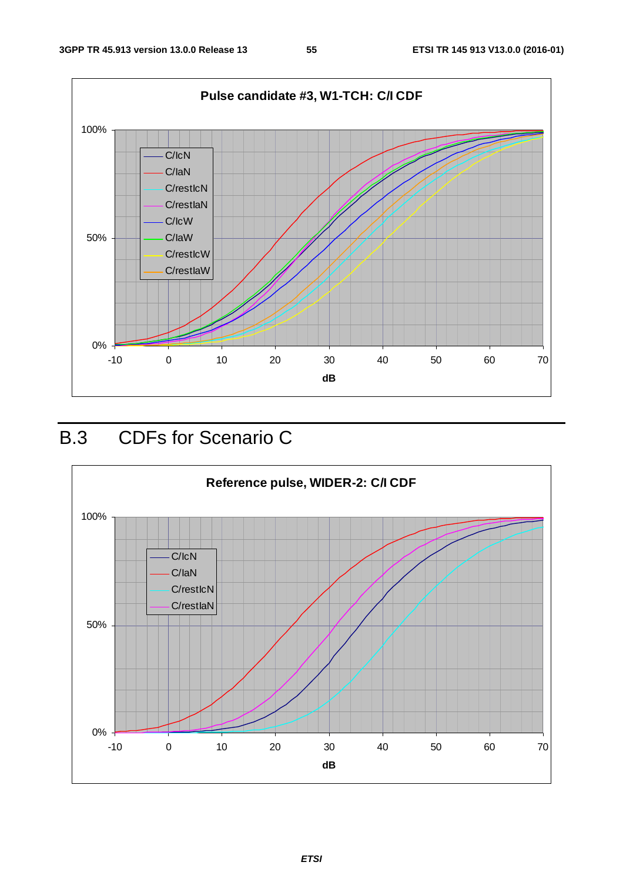**Pulse candidate #3, W1-TCH: C/I CDF**

## B.3 CDFs for Scenario C

**Reference pulse, WIDER-2: C/I CDF**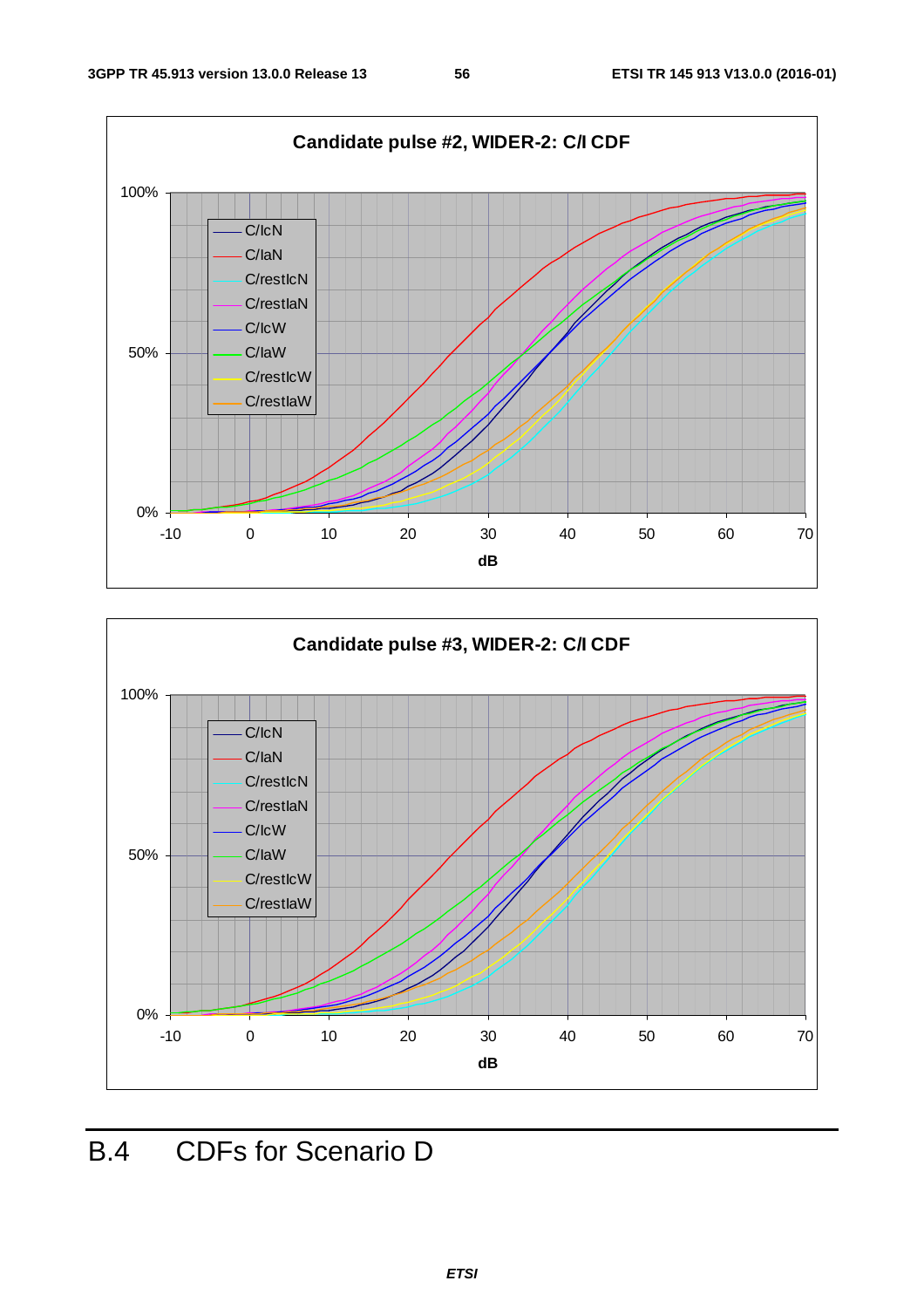Candidate pulse #2, WIDER-2: C/I CDF

Candidate pulse #3, WIDER-2: C/I CDF

## B.4 CDFs for Scenario D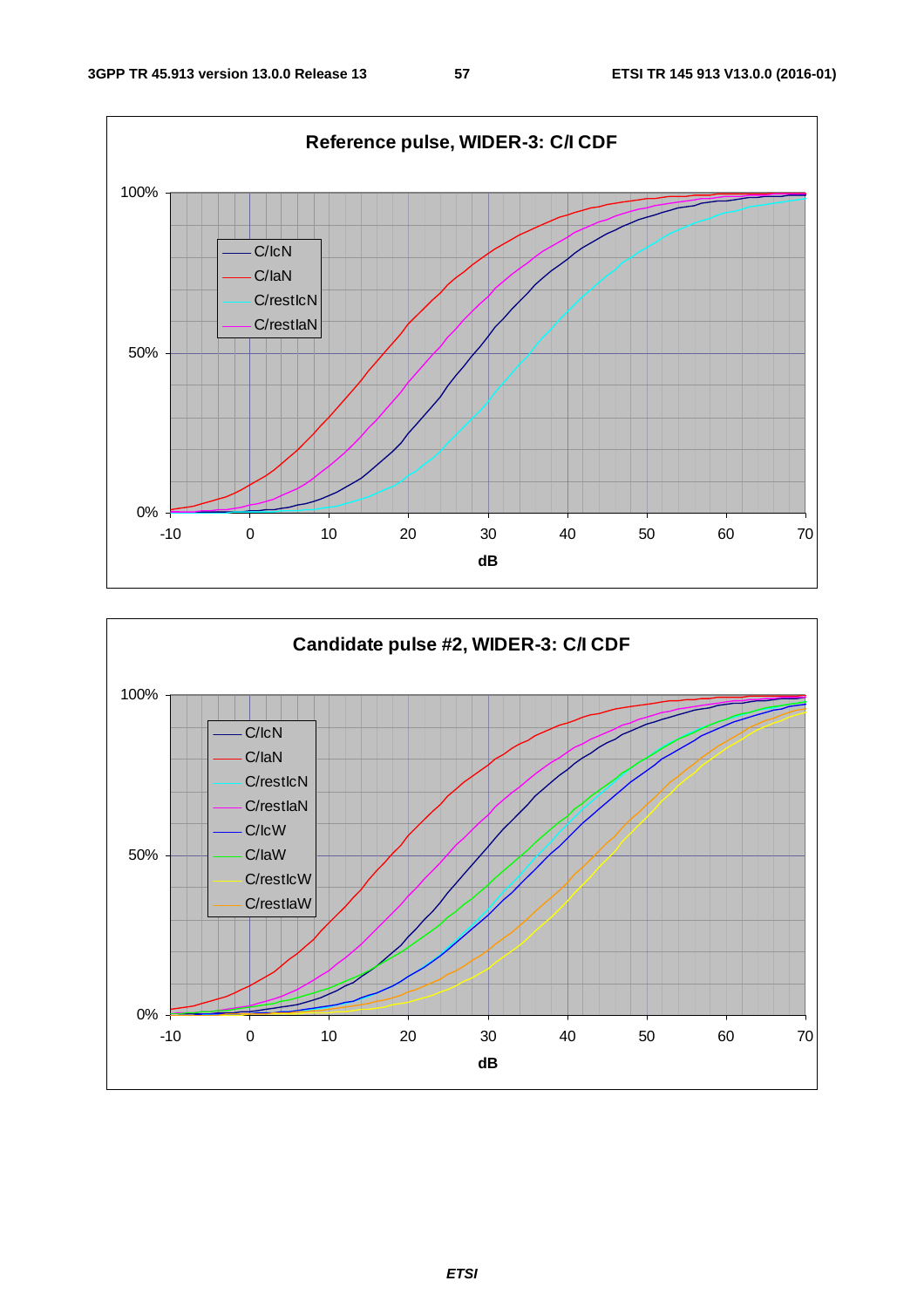**Reference pulse, WIDER-3: C/I CDF**

Legend: C/IcN, C/IaN, C/restIcN, C/restIaN

Y-axis: 0%, 50%, 100%

X-axis (dB): -10, 0, 10, 20, 30, 40, 50, 60, 70

**Candidate pulse #2, WIDER-3: C/I CDF**

Legend: C/IcN, C/IaN, C/restIcN, C/restIaN, C/IcW, C/IaW, C/restIcW, C/restIaW

Y-axis: 0%, 50%, 100%

X-axis (dB): -10, 0, 10, 20, 30, 40, 50, 60, 70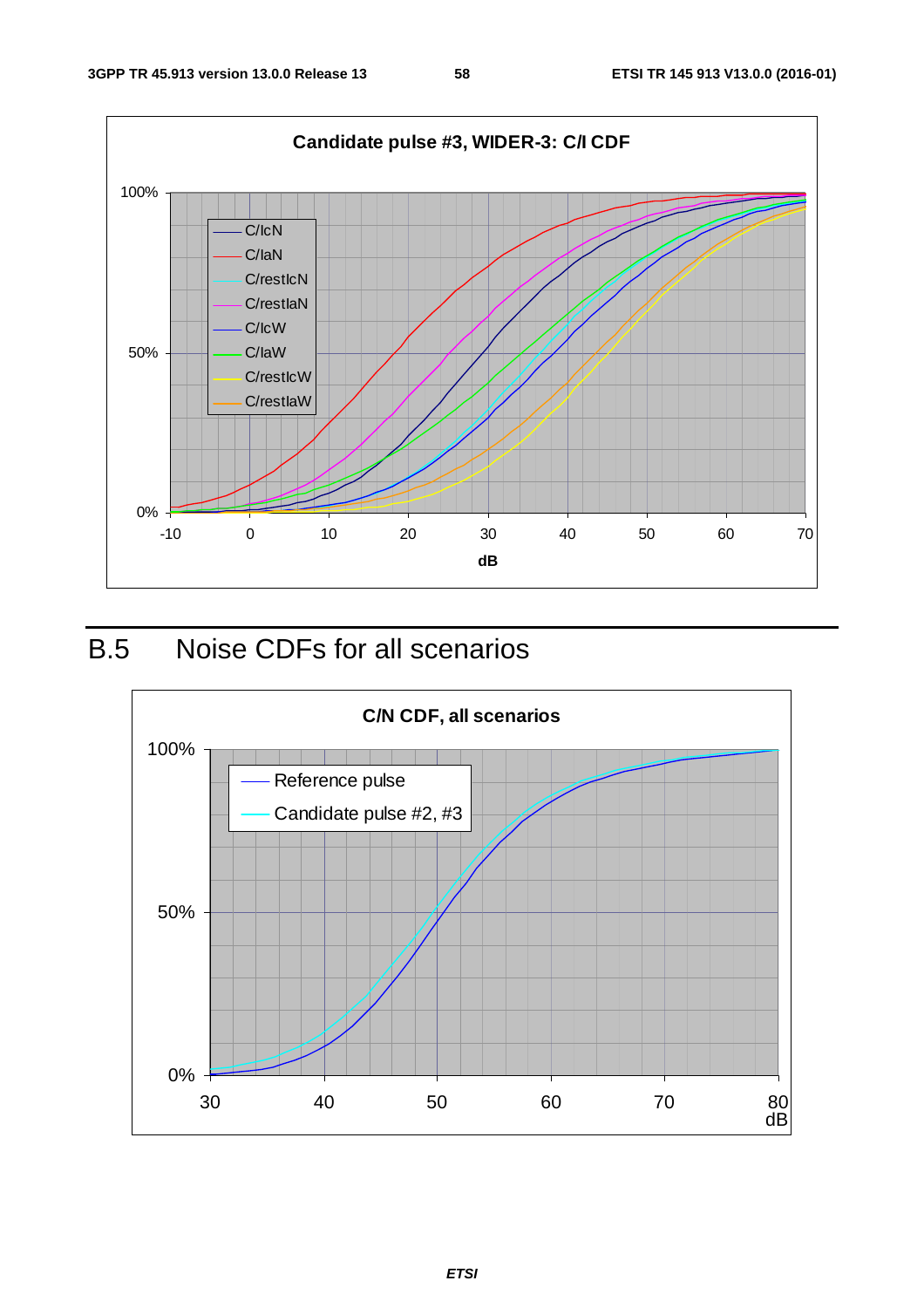## B.5 Noise CDFs for all scenarios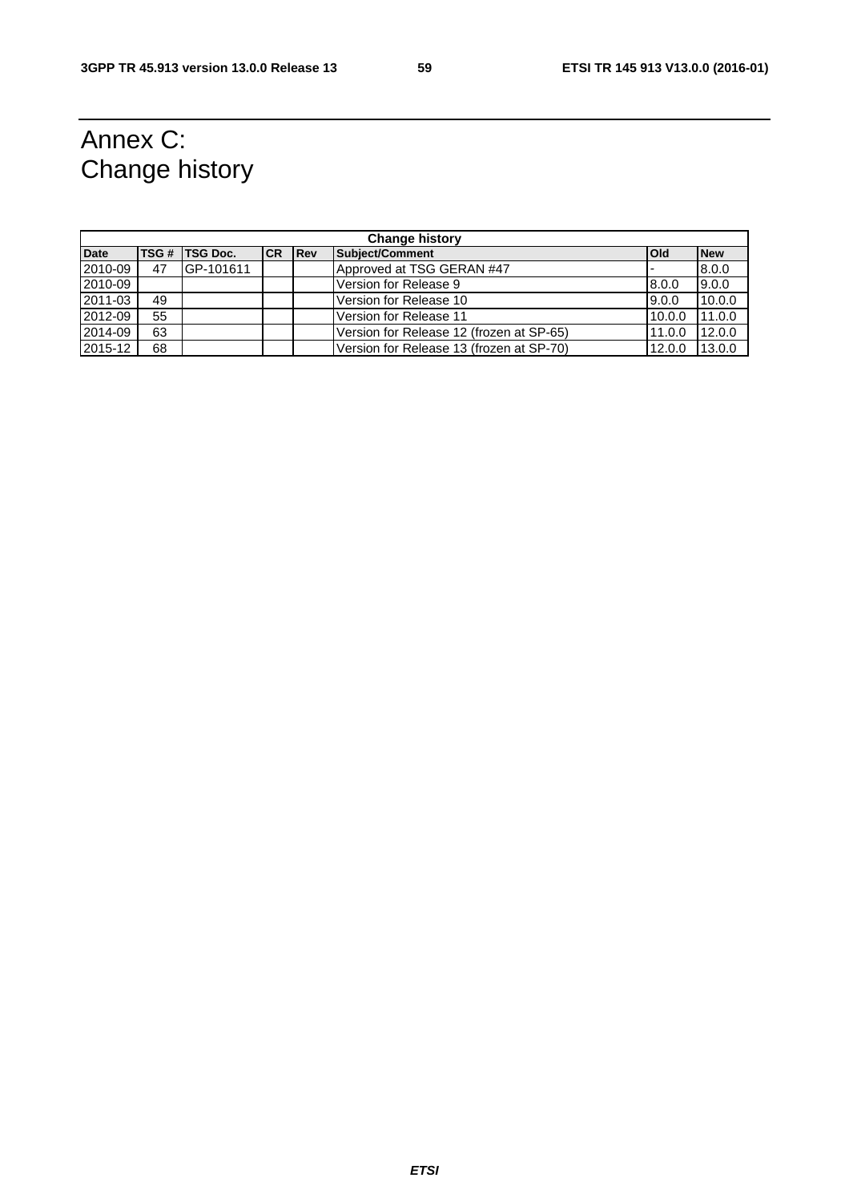# Annex C: Change history

| Change history | | | | | | | |
|---|---|---|---|---|---|---|---|
| **Date** | **TSG #** | **TSG Doc.** | **CR** | **Rev** | **Subject/Comment** | **Old** | **New** |
| 2010-09 | 47 | GP-101611 | | | Approved at TSG GERAN #47 | - | 8.0.0 |
| 2010-09 | | | | | Version for Release 9 | 8.0.0 | 9.0.0 |
| 2011-03 | 49 | | | | Version for Release 10 | 9.0.0 | 10.0.0 |
| 2012-09 | 55 | | | | Version for Release 11 | 10.0.0 | 11.0.0 |
| 2014-09 | 63 | | | | Version for Release 12 (frozen at SP-65) | 11.0.0 | 12.0.0 |
| 2015-12 | 68 | | | | Version for Release 13 (frozen at SP-70) | 12.0.0 | 13.0.0 |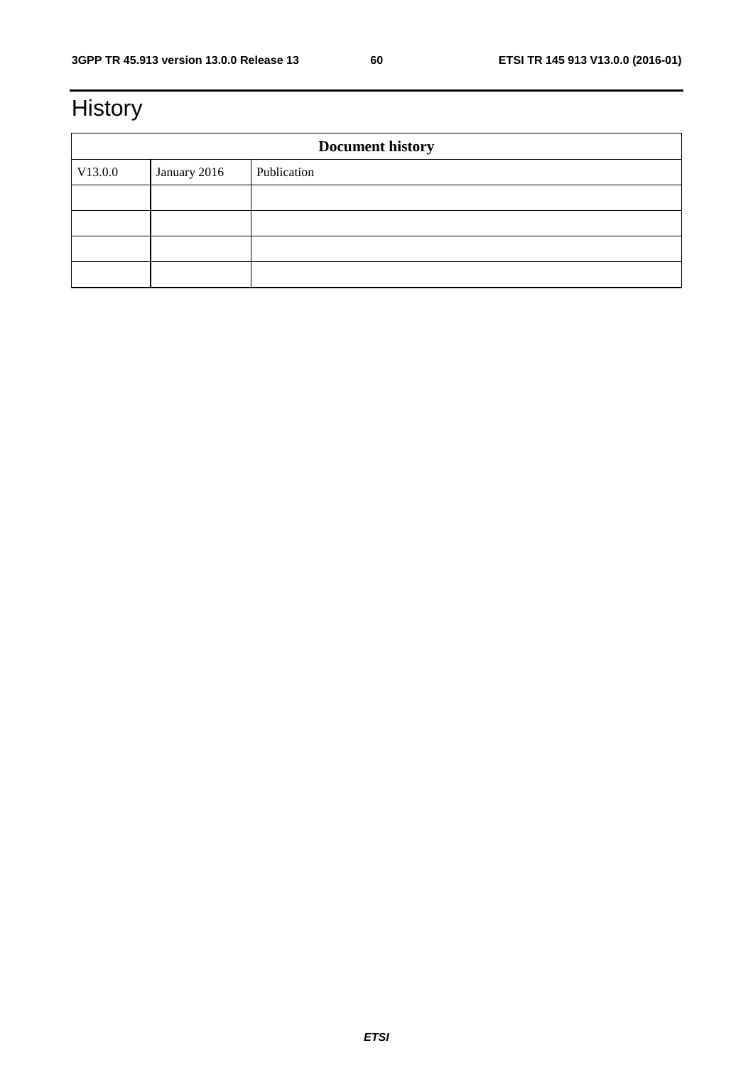# History

| Document history | | |
|---|---|---|
| V13.0.0 | January 2016 | Publication |
| | | |
| | | |
| | | |
| | | |